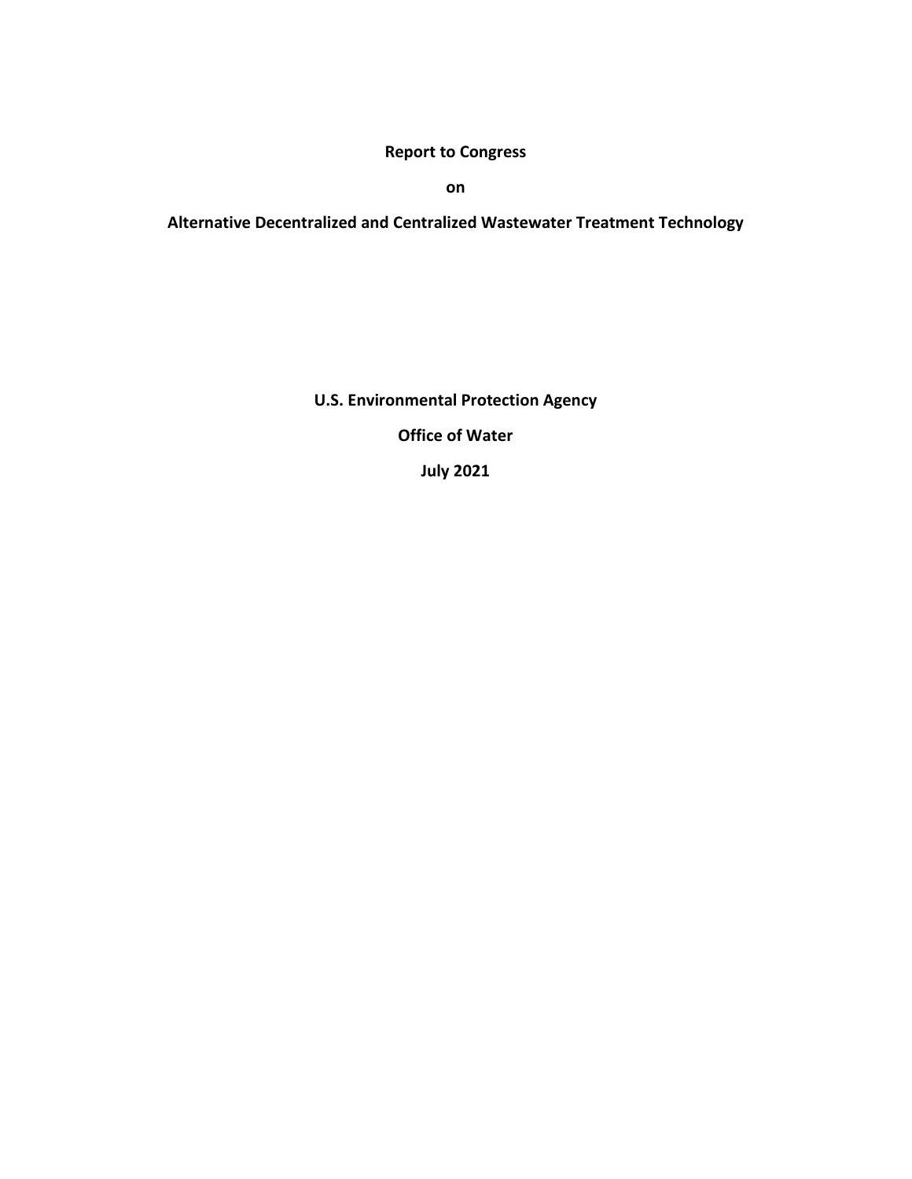# Report to Congress

**on**

# Alternative Decentralized and Centralized Wastewater Treatment Technology

**U.S. Environmental Protection Agency**

**Office of Water**

**July 2021**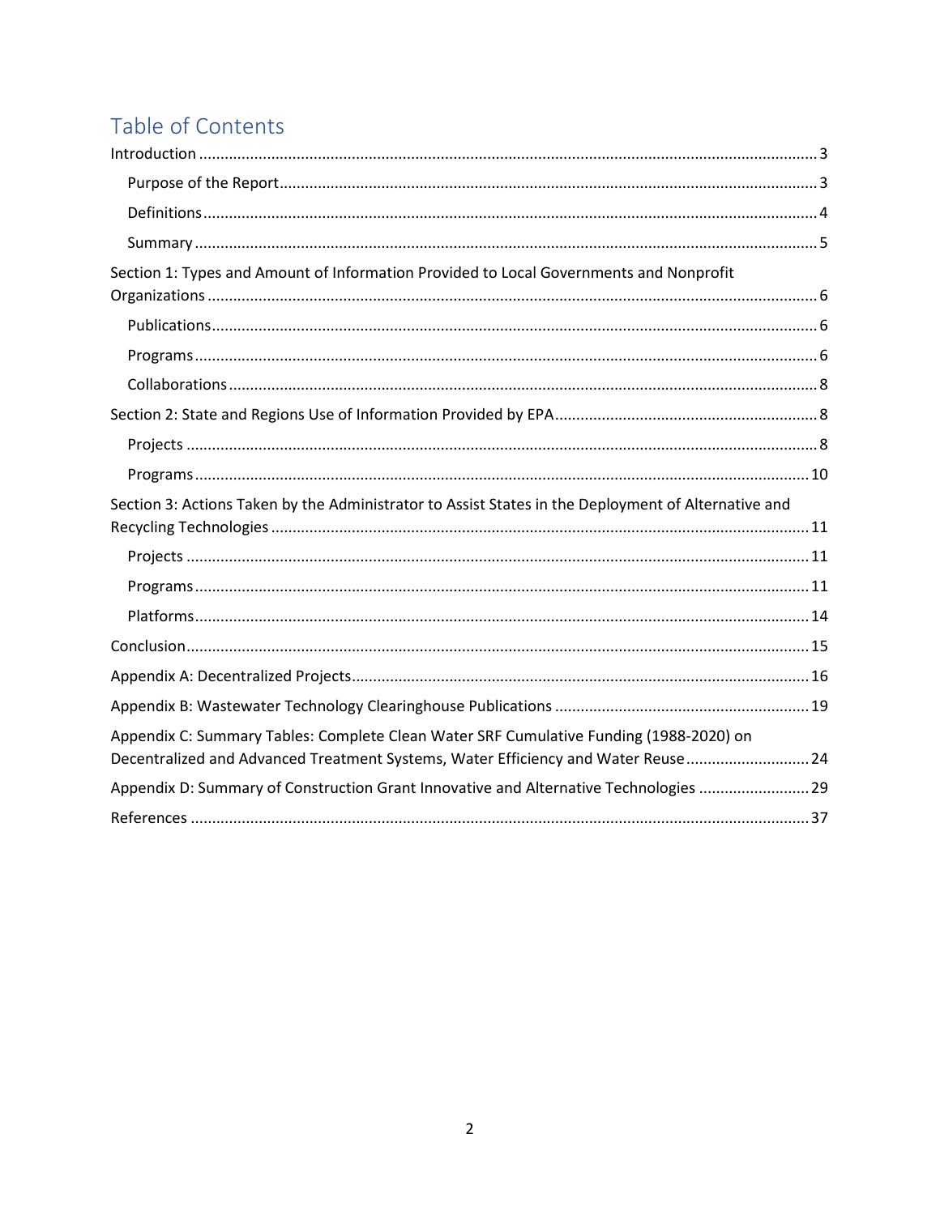# Table of Contents

Introduction ........................................................................................................................................ 3

- Purpose of the Report ........................................................................................................................ 3
- Definitions .......................................................................................................................................... 4
- Summary ............................................................................................................................................ 5

Section 1: Types and Amount of Information Provided to Local Governments and Nonprofit Organizations ........................................................................................................................................ 6

- Publications ........................................................................................................................................ 6
- Programs ............................................................................................................................................ 6
- Collaborations .................................................................................................................................... 8

Section 2: State and Regions Use of Information Provided by EPA ........................................................ 8

- Projects .............................................................................................................................................. 8
- Programs .......................................................................................................................................... 10

Section 3: Actions Taken by the Administrator to Assist States in the Deployment of Alternative and Recycling Technologies ......................................................................................................................... 11

- Projects ............................................................................................................................................ 11
- Programs .......................................................................................................................................... 11
- Platforms .......................................................................................................................................... 14

Conclusion ............................................................................................................................................ 15

Appendix A: Decentralized Projects ...................................................................................................... 16

Appendix B: Wastewater Technology Clearinghouse Publications ....................................................... 19

Appendix C: Summary Tables: Complete Clean Water SRF Cumulative Funding (1988-2020) on Decentralized and Advanced Treatment Systems, Water Efficiency and Water Reuse ............................ 24

Appendix D: Summary of Construction Grant Innovative and Alternative Technologies ......................... 29

References ........................................................................................................................................... 37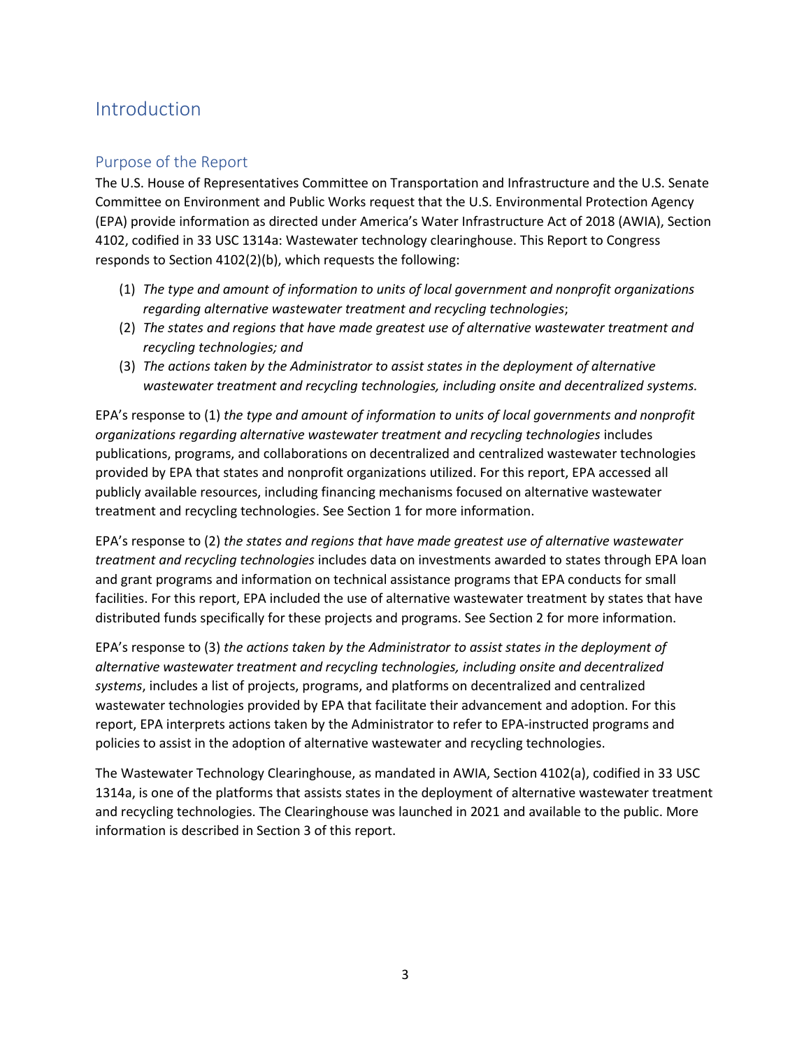# Introduction

## Purpose of the Report

The U.S. House of Representatives Committee on Transportation and Infrastructure and the U.S. Senate Committee on Environment and Public Works request that the U.S. Environmental Protection Agency (EPA) provide information as directed under America's Water Infrastructure Act of 2018 (AWIA), Section 4102, codified in 33 USC 1314a: Wastewater technology clearinghouse. This Report to Congress responds to Section 4102(2)(b), which requests the following:

(1) *The type and amount of information to units of local government and nonprofit organizations regarding alternative wastewater treatment and recycling technologies*;
(2) *The states and regions that have made greatest use of alternative wastewater treatment and recycling technologies; and*
(3) *The actions taken by the Administrator to assist states in the deployment of alternative wastewater treatment and recycling technologies, including onsite and decentralized systems.*

EPA's response to (1) *the type and amount of information to units of local governments and nonprofit organizations regarding alternative wastewater treatment and recycling technologies* includes publications, programs, and collaborations on decentralized and centralized wastewater technologies provided by EPA that states and nonprofit organizations utilized. For this report, EPA accessed all publicly available resources, including financing mechanisms focused on alternative wastewater treatment and recycling technologies. See Section 1 for more information.

EPA's response to (2) *the states and regions that have made greatest use of alternative wastewater treatment and recycling technologies* includes data on investments awarded to states through EPA loan and grant programs and information on technical assistance programs that EPA conducts for small facilities. For this report, EPA included the use of alternative wastewater treatment by states that have distributed funds specifically for these projects and programs. See Section 2 for more information.

EPA's response to (3) *the actions taken by the Administrator to assist states in the deployment of alternative wastewater treatment and recycling technologies, including onsite and decentralized systems*, includes a list of projects, programs, and platforms on decentralized and centralized wastewater technologies provided by EPA that facilitate their advancement and adoption. For this report, EPA interprets actions taken by the Administrator to refer to EPA-instructed programs and policies to assist in the adoption of alternative wastewater and recycling technologies.

The Wastewater Technology Clearinghouse, as mandated in AWIA, Section 4102(a), codified in 33 USC 1314a, is one of the platforms that assists states in the deployment of alternative wastewater treatment and recycling technologies. The Clearinghouse was launched in 2021 and available to the public. More information is described in Section 3 of this report.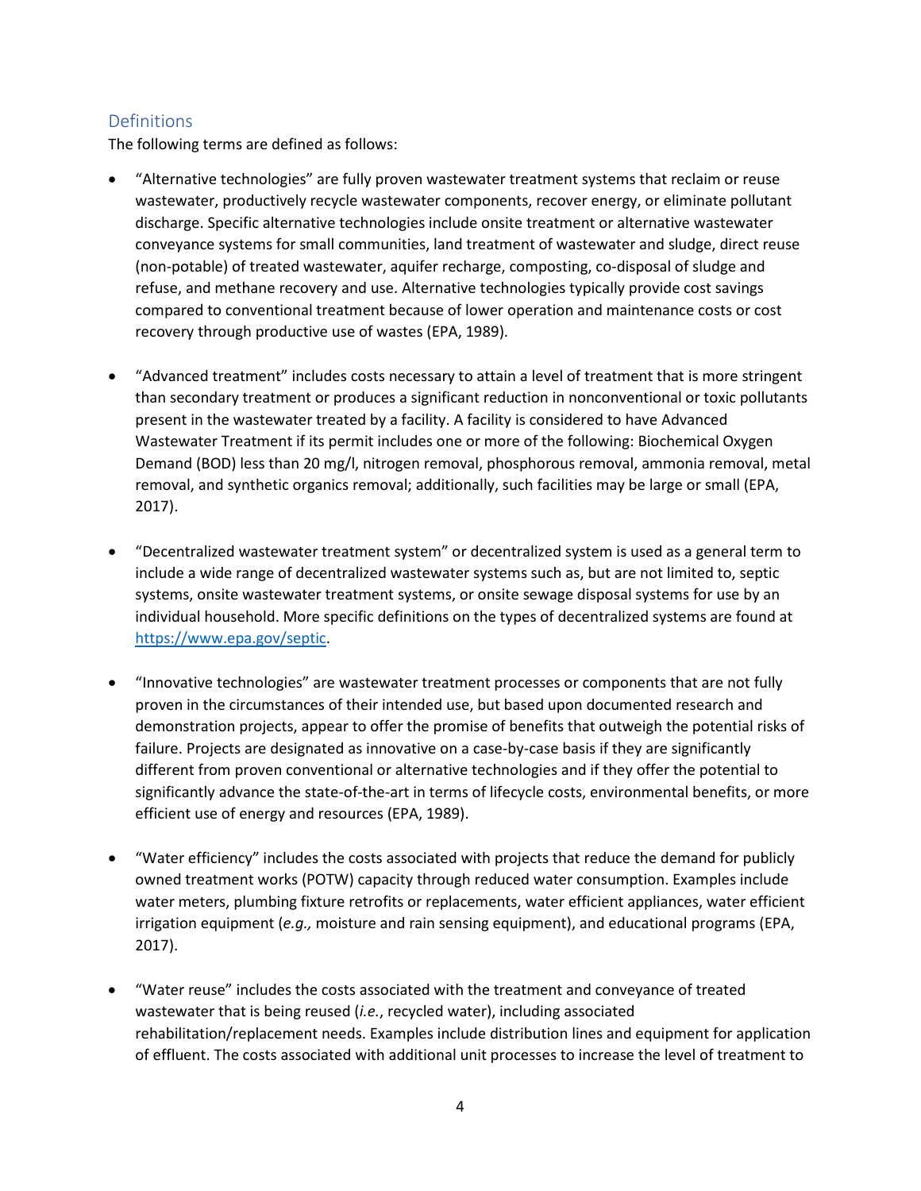## Definitions

The following terms are defined as follows:

- "Alternative technologies" are fully proven wastewater treatment systems that reclaim or reuse wastewater, productively recycle wastewater components, recover energy, or eliminate pollutant discharge. Specific alternative technologies include onsite treatment or alternative wastewater conveyance systems for small communities, land treatment of wastewater and sludge, direct reuse (non-potable) of treated wastewater, aquifer recharge, composting, co-disposal of sludge and refuse, and methane recovery and use. Alternative technologies typically provide cost savings compared to conventional treatment because of lower operation and maintenance costs or cost recovery through productive use of wastes (EPA, 1989).

- "Advanced treatment" includes costs necessary to attain a level of treatment that is more stringent than secondary treatment or produces a significant reduction in nonconventional or toxic pollutants present in the wastewater treated by a facility. A facility is considered to have Advanced Wastewater Treatment if its permit includes one or more of the following: Biochemical Oxygen Demand (BOD) less than 20 mg/l, nitrogen removal, phosphorous removal, ammonia removal, metal removal, and synthetic organics removal; additionally, such facilities may be large or small (EPA, 2017).

- "Decentralized wastewater treatment system" or decentralized system is used as a general term to include a wide range of decentralized wastewater systems such as, but are not limited to, septic systems, onsite wastewater treatment systems, or onsite sewage disposal systems for use by an individual household. More specific definitions on the types of decentralized systems are found at [https://www.epa.gov/septic](https://www.epa.gov/septic).

- "Innovative technologies" are wastewater treatment processes or components that are not fully proven in the circumstances of their intended use, but based upon documented research and demonstration projects, appear to offer the promise of benefits that outweigh the potential risks of failure. Projects are designated as innovative on a case-by-case basis if they are significantly different from proven conventional or alternative technologies and if they offer the potential to significantly advance the state-of-the-art in terms of lifecycle costs, environmental benefits, or more efficient use of energy and resources (EPA, 1989).

- "Water efficiency" includes the costs associated with projects that reduce the demand for publicly owned treatment works (POTW) capacity through reduced water consumption. Examples include water meters, plumbing fixture retrofits or replacements, water efficient appliances, water efficient irrigation equipment (*e.g.,* moisture and rain sensing equipment), and educational programs (EPA, 2017).

- "Water reuse" includes the costs associated with the treatment and conveyance of treated wastewater that is being reused (*i.e.*, recycled water), including associated rehabilitation/replacement needs. Examples include distribution lines and equipment for application of effluent. The costs associated with additional unit processes to increase the level of treatment to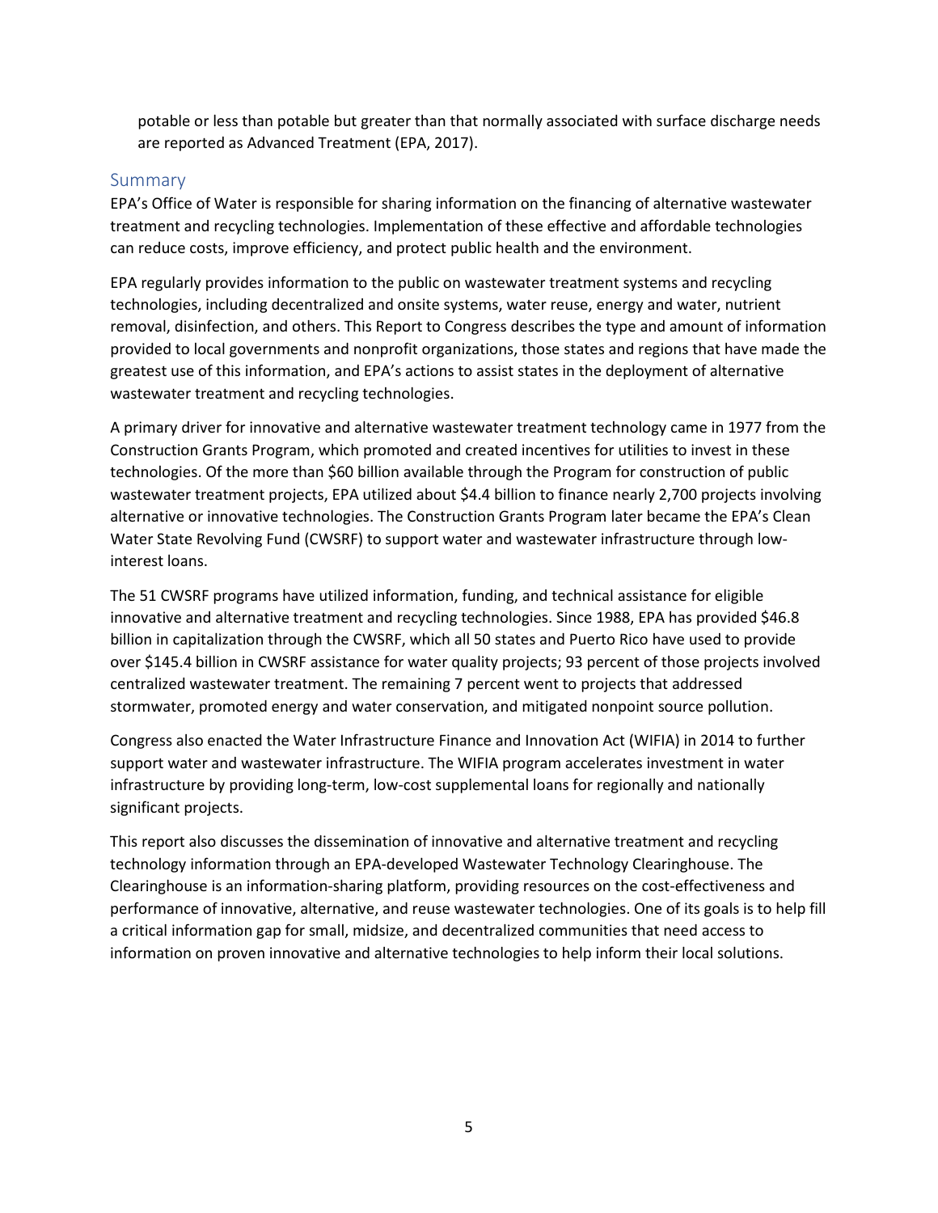potable or less than potable but greater than that normally associated with surface discharge needs are reported as Advanced Treatment (EPA, 2017).

## Summary

EPA's Office of Water is responsible for sharing information on the financing of alternative wastewater treatment and recycling technologies. Implementation of these effective and affordable technologies can reduce costs, improve efficiency, and protect public health and the environment.

EPA regularly provides information to the public on wastewater treatment systems and recycling technologies, including decentralized and onsite systems, water reuse, energy and water, nutrient removal, disinfection, and others. This Report to Congress describes the type and amount of information provided to local governments and nonprofit organizations, those states and regions that have made the greatest use of this information, and EPA's actions to assist states in the deployment of alternative wastewater treatment and recycling technologies.

A primary driver for innovative and alternative wastewater treatment technology came in 1977 from the Construction Grants Program, which promoted and created incentives for utilities to invest in these technologies. Of the more than $60 billion available through the Program for construction of public wastewater treatment projects, EPA utilized about $4.4 billion to finance nearly 2,700 projects involving alternative or innovative technologies. The Construction Grants Program later became the EPA's Clean Water State Revolving Fund (CWSRF) to support water and wastewater infrastructure through low-interest loans.

The 51 CWSRF programs have utilized information, funding, and technical assistance for eligible innovative and alternative treatment and recycling technologies. Since 1988, EPA has provided $46.8 billion in capitalization through the CWSRF, which all 50 states and Puerto Rico have used to provide over $145.4 billion in CWSRF assistance for water quality projects; 93 percent of those projects involved centralized wastewater treatment. The remaining 7 percent went to projects that addressed stormwater, promoted energy and water conservation, and mitigated nonpoint source pollution.

Congress also enacted the Water Infrastructure Finance and Innovation Act (WIFIA) in 2014 to further support water and wastewater infrastructure. The WIFIA program accelerates investment in water infrastructure by providing long-term, low-cost supplemental loans for regionally and nationally significant projects.

This report also discusses the dissemination of innovative and alternative treatment and recycling technology information through an EPA-developed Wastewater Technology Clearinghouse. The Clearinghouse is an information-sharing platform, providing resources on the cost-effectiveness and performance of innovative, alternative, and reuse wastewater technologies. One of its goals is to help fill a critical information gap for small, midsize, and decentralized communities that need access to information on proven innovative and alternative technologies to help inform their local solutions.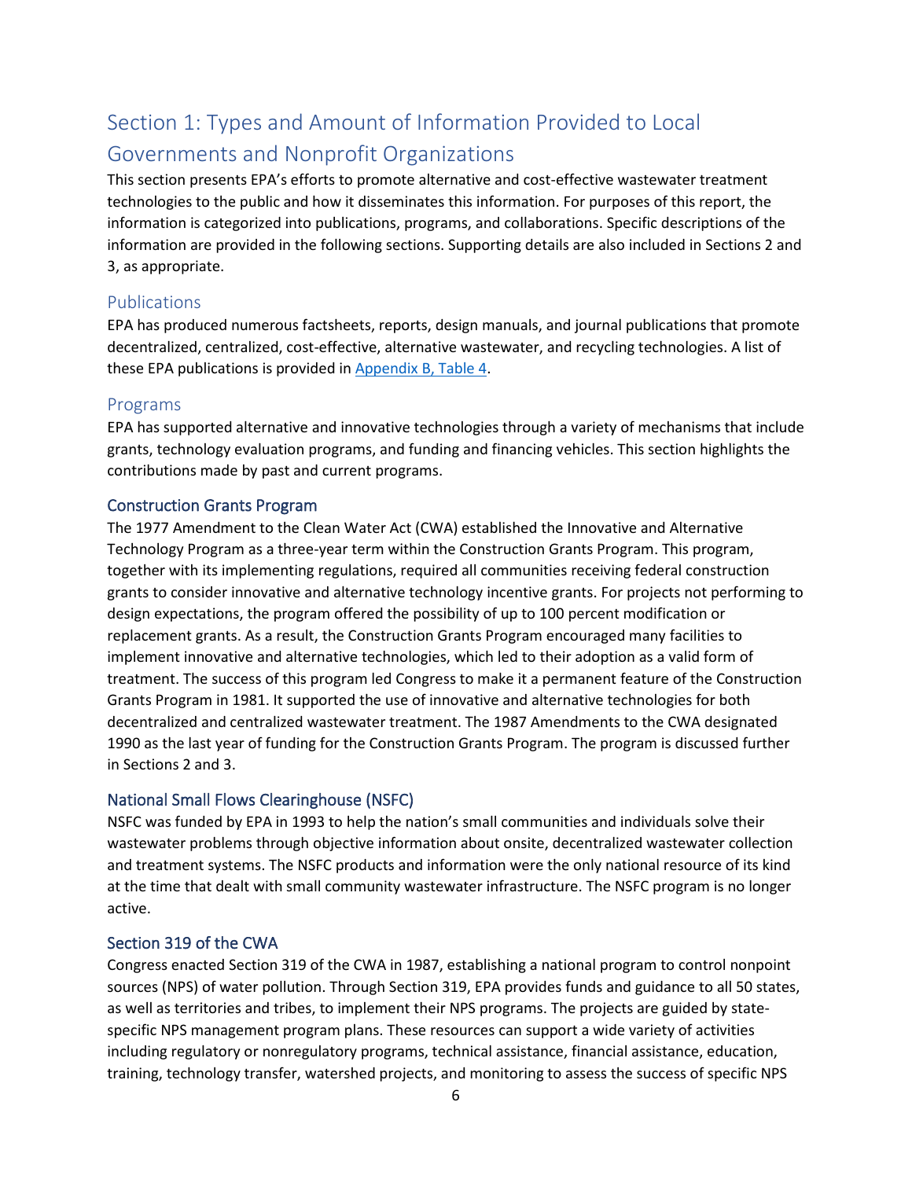# Section 1: Types and Amount of Information Provided to Local Governments and Nonprofit Organizations

This section presents EPA's efforts to promote alternative and cost-effective wastewater treatment technologies to the public and how it disseminates this information. For purposes of this report, the information is categorized into publications, programs, and collaborations. Specific descriptions of the information are provided in the following sections. Supporting details are also included in Sections 2 and 3, as appropriate.

## Publications

EPA has produced numerous factsheets, reports, design manuals, and journal publications that promote decentralized, centralized, cost-effective, alternative wastewater, and recycling technologies. A list of these EPA publications is provided in Appendix B, Table 4.

## Programs

EPA has supported alternative and innovative technologies through a variety of mechanisms that include grants, technology evaluation programs, and funding and financing vehicles. This section highlights the contributions made by past and current programs.

### Construction Grants Program

The 1977 Amendment to the Clean Water Act (CWA) established the Innovative and Alternative Technology Program as a three-year term within the Construction Grants Program. This program, together with its implementing regulations, required all communities receiving federal construction grants to consider innovative and alternative technology incentive grants. For projects not performing to design expectations, the program offered the possibility of up to 100 percent modification or replacement grants. As a result, the Construction Grants Program encouraged many facilities to implement innovative and alternative technologies, which led to their adoption as a valid form of treatment. The success of this program led Congress to make it a permanent feature of the Construction Grants Program in 1981. It supported the use of innovative and alternative technologies for both decentralized and centralized wastewater treatment. The 1987 Amendments to the CWA designated 1990 as the last year of funding for the Construction Grants Program. The program is discussed further in Sections 2 and 3.

### National Small Flows Clearinghouse (NSFC)

NSFC was funded by EPA in 1993 to help the nation's small communities and individuals solve their wastewater problems through objective information about onsite, decentralized wastewater collection and treatment systems. The NSFC products and information were the only national resource of its kind at the time that dealt with small community wastewater infrastructure. The NSFC program is no longer active.

### Section 319 of the CWA

Congress enacted Section 319 of the CWA in 1987, establishing a national program to control nonpoint sources (NPS) of water pollution. Through Section 319, EPA provides funds and guidance to all 50 states, as well as territories and tribes, to implement their NPS programs. The projects are guided by state-specific NPS management program plans. These resources can support a wide variety of activities including regulatory or nonregulatory programs, technical assistance, financial assistance, education, training, technology transfer, watershed projects, and monitoring to assess the success of specific NPS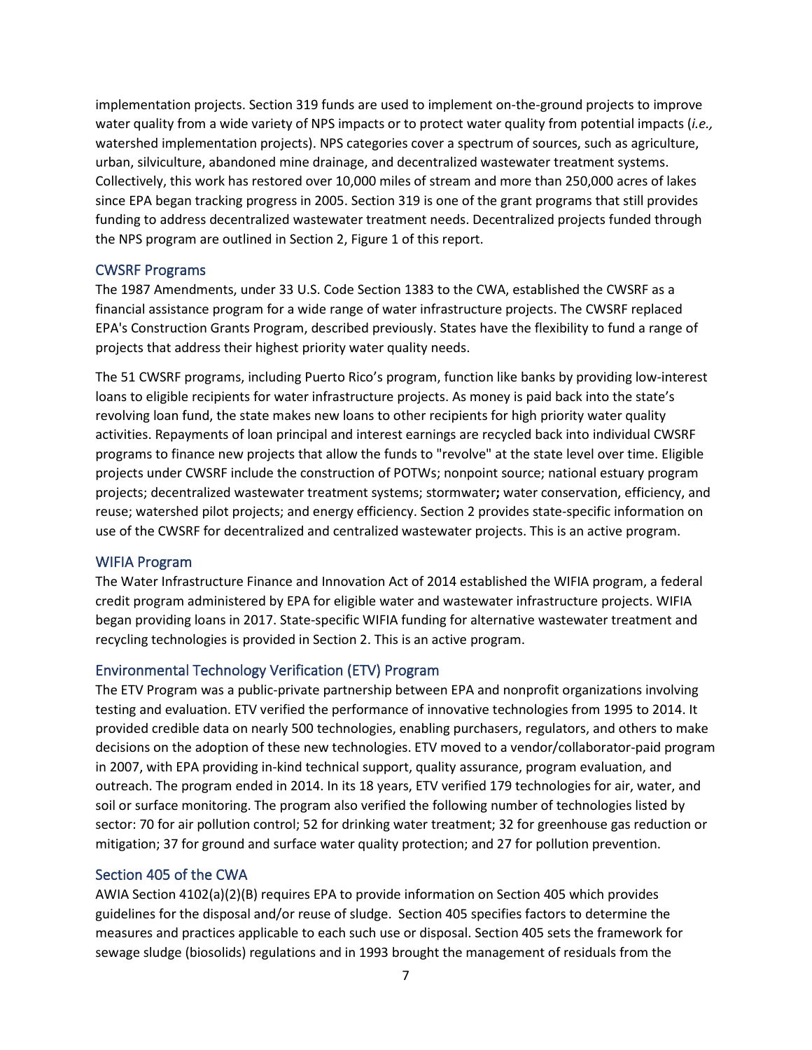implementation projects. Section 319 funds are used to implement on-the-ground projects to improve water quality from a wide variety of NPS impacts or to protect water quality from potential impacts (*i.e.,* watershed implementation projects). NPS categories cover a spectrum of sources, such as agriculture, urban, silviculture, abandoned mine drainage, and decentralized wastewater treatment systems. Collectively, this work has restored over 10,000 miles of stream and more than 250,000 acres of lakes since EPA began tracking progress in 2005. Section 319 is one of the grant programs that still provides funding to address decentralized wastewater treatment needs. Decentralized projects funded through the NPS program are outlined in Section 2, Figure 1 of this report.

### CWSRF Programs

The 1987 Amendments, under 33 U.S. Code Section 1383 to the CWA, established the CWSRF as a financial assistance program for a wide range of water infrastructure projects. The CWSRF replaced EPA's Construction Grants Program, described previously. States have the flexibility to fund a range of projects that address their highest priority water quality needs.

The 51 CWSRF programs, including Puerto Rico's program, function like banks by providing low-interest loans to eligible recipients for water infrastructure projects. As money is paid back into the state's revolving loan fund, the state makes new loans to other recipients for high priority water quality activities. Repayments of loan principal and interest earnings are recycled back into individual CWSRF programs to finance new projects that allow the funds to "revolve" at the state level over time. Eligible projects under CWSRF include the construction of POTWs; nonpoint source; national estuary program projects; decentralized wastewater treatment systems; stormwater**;** water conservation, efficiency, and reuse; watershed pilot projects; and energy efficiency. Section 2 provides state-specific information on use of the CWSRF for decentralized and centralized wastewater projects. This is an active program.

### WIFIA Program

The Water Infrastructure Finance and Innovation Act of 2014 established the WIFIA program, a federal credit program administered by EPA for eligible water and wastewater infrastructure projects. WIFIA began providing loans in 2017. State-specific WIFIA funding for alternative wastewater treatment and recycling technologies is provided in Section 2. This is an active program.

### Environmental Technology Verification (ETV) Program

The ETV Program was a public-private partnership between EPA and nonprofit organizations involving testing and evaluation. ETV verified the performance of innovative technologies from 1995 to 2014. It provided credible data on nearly 500 technologies, enabling purchasers, regulators, and others to make decisions on the adoption of these new technologies. ETV moved to a vendor/collaborator-paid program in 2007, with EPA providing in-kind technical support, quality assurance, program evaluation, and outreach. The program ended in 2014. In its 18 years, ETV verified 179 technologies for air, water, and soil or surface monitoring. The program also verified the following number of technologies listed by sector: 70 for air pollution control; 52 for drinking water treatment; 32 for greenhouse gas reduction or mitigation; 37 for ground and surface water quality protection; and 27 for pollution prevention.

### Section 405 of the CWA

AWIA Section 4102(a)(2)(B) requires EPA to provide information on Section 405 which provides guidelines for the disposal and/or reuse of sludge. Section 405 specifies factors to determine the measures and practices applicable to each such use or disposal. Section 405 sets the framework for sewage sludge (biosolids) regulations and in 1993 brought the management of residuals from the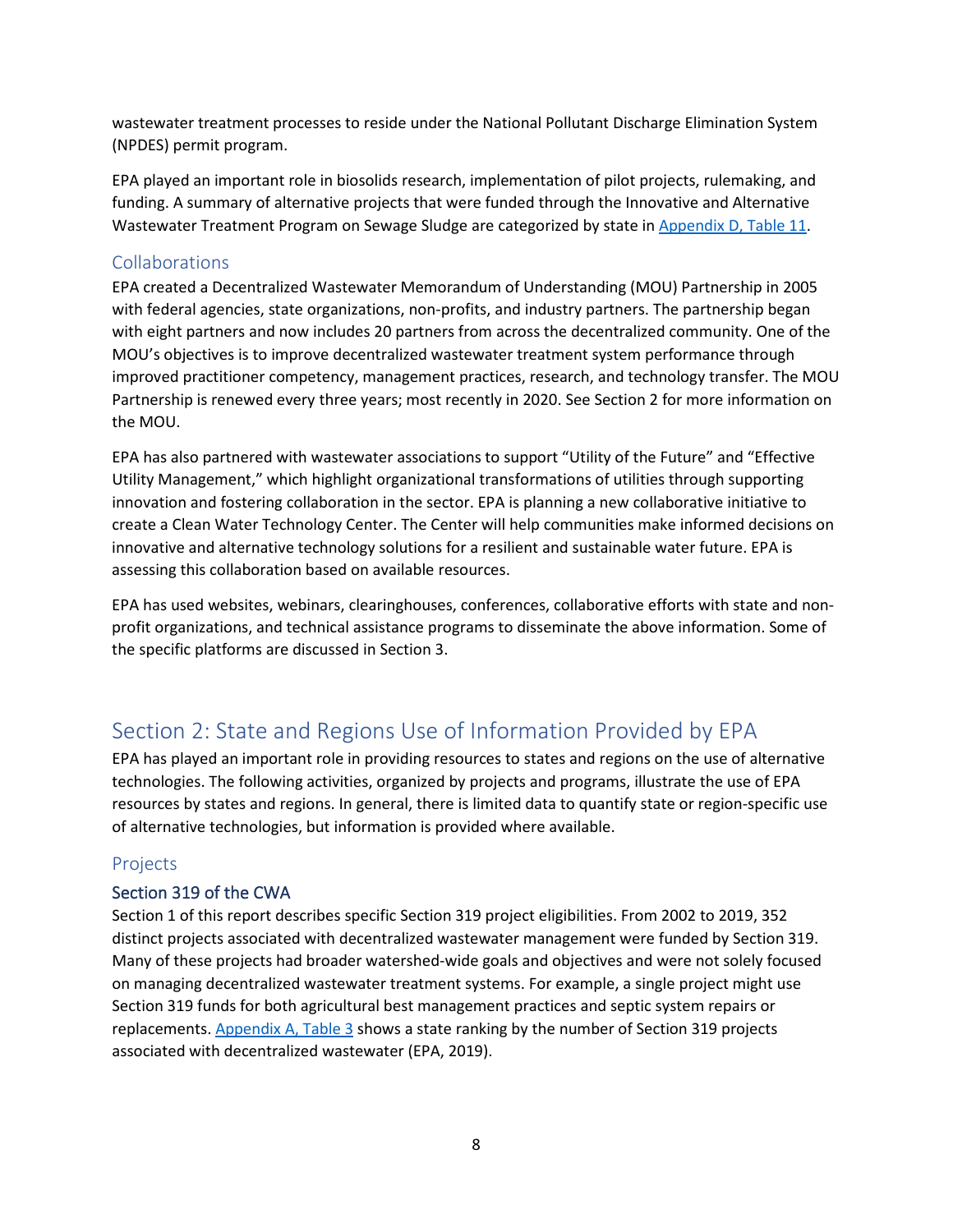wastewater treatment processes to reside under the National Pollutant Discharge Elimination System (NPDES) permit program.

EPA played an important role in biosolids research, implementation of pilot projects, rulemaking, and funding. A summary of alternative projects that were funded through the Innovative and Alternative Wastewater Treatment Program on Sewage Sludge are categorized by state in Appendix D, Table 11.

### Collaborations

EPA created a Decentralized Wastewater Memorandum of Understanding (MOU) Partnership in 2005 with federal agencies, state organizations, non-profits, and industry partners. The partnership began with eight partners and now includes 20 partners from across the decentralized community. One of the MOU's objectives is to improve decentralized wastewater treatment system performance through improved practitioner competency, management practices, research, and technology transfer. The MOU Partnership is renewed every three years; most recently in 2020. See Section 2 for more information on the MOU.

EPA has also partnered with wastewater associations to support "Utility of the Future" and "Effective Utility Management," which highlight organizational transformations of utilities through supporting innovation and fostering collaboration in the sector. EPA is planning a new collaborative initiative to create a Clean Water Technology Center. The Center will help communities make informed decisions on innovative and alternative technology solutions for a resilient and sustainable water future. EPA is assessing this collaboration based on available resources.

EPA has used websites, webinars, clearinghouses, conferences, collaborative efforts with state and non-profit organizations, and technical assistance programs to disseminate the above information. Some of the specific platforms are discussed in Section 3.

## Section 2: State and Regions Use of Information Provided by EPA

EPA has played an important role in providing resources to states and regions on the use of alternative technologies. The following activities, organized by projects and programs, illustrate the use of EPA resources by states and regions. In general, there is limited data to quantify state or region-specific use of alternative technologies, but information is provided where available.

### Projects

#### Section 319 of the CWA

Section 1 of this report describes specific Section 319 project eligibilities. From 2002 to 2019, 352 distinct projects associated with decentralized wastewater management were funded by Section 319. Many of these projects had broader watershed-wide goals and objectives and were not solely focused on managing decentralized wastewater treatment systems. For example, a single project might use Section 319 funds for both agricultural best management practices and septic system repairs or replacements. Appendix A, Table 3 shows a state ranking by the number of Section 319 projects associated with decentralized wastewater (EPA, 2019).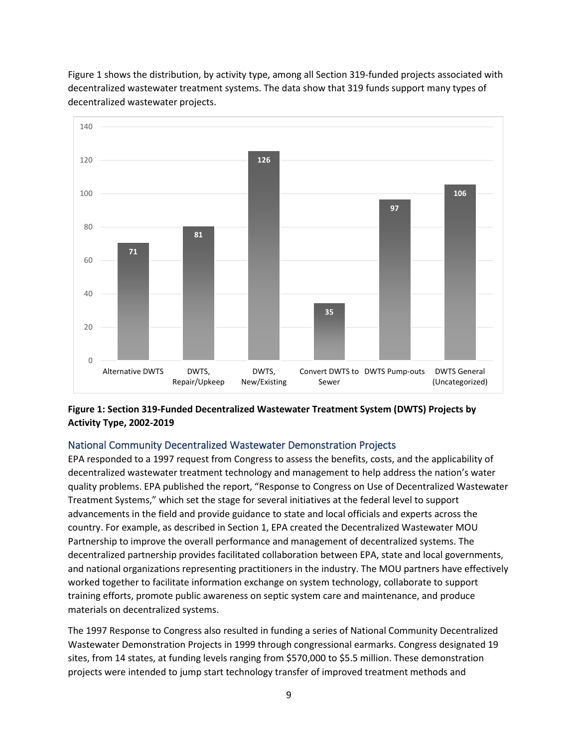Figure 1 shows the distribution, by activity type, among all Section 319-funded projects associated with decentralized wastewater treatment systems. The data show that 319 funds support many types of decentralized wastewater projects.

**Figure 1: Section 319-Funded Decentralized Wastewater Treatment System (DWTS) Projects by Activity Type, 2002-2019**

## National Community Decentralized Wastewater Demonstration Projects

EPA responded to a 1997 request from Congress to assess the benefits, costs, and the applicability of decentralized wastewater treatment technology and management to help address the nation's water quality problems. EPA published the report, "Response to Congress on Use of Decentralized Wastewater Treatment Systems," which set the stage for several initiatives at the federal level to support advancements in the field and provide guidance to state and local officials and experts across the country. For example, as described in Section 1, EPA created the Decentralized Wastewater MOU Partnership to improve the overall performance and management of decentralized systems. The decentralized partnership provides facilitated collaboration between EPA, state and local governments, and national organizations representing practitioners in the industry. The MOU partners have effectively worked together to facilitate information exchange on system technology, collaborate to support training efforts, promote public awareness on septic system care and maintenance, and produce materials on decentralized systems.

The 1997 Response to Congress also resulted in funding a series of National Community Decentralized Wastewater Demonstration Projects in 1999 through congressional earmarks. Congress designated 19 sites, from 14 states, at funding levels ranging from $570,000 to $5.5 million. These demonstration projects were intended to jump start technology transfer of improved treatment methods and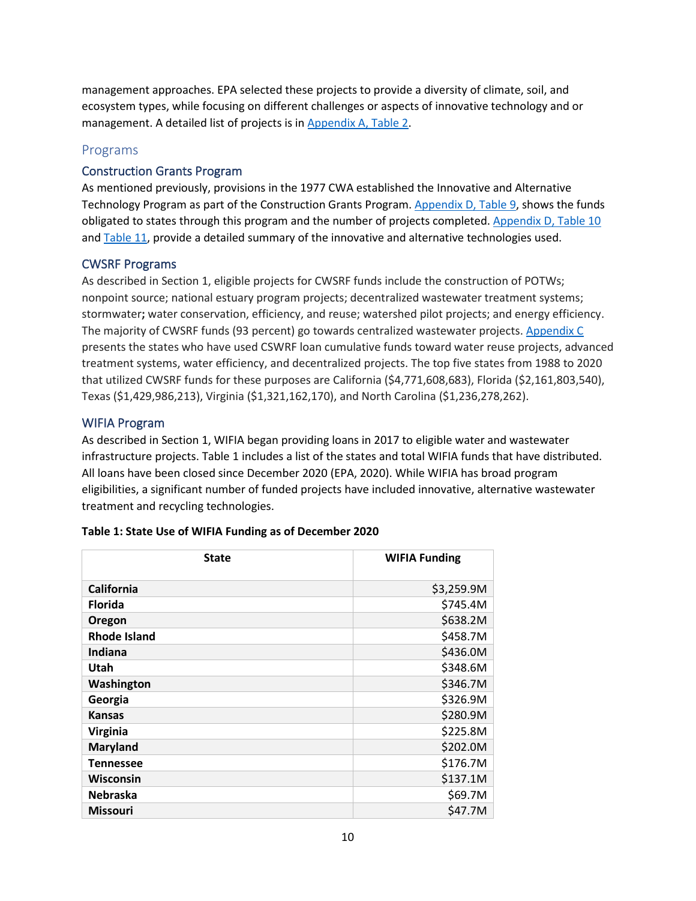management approaches. EPA selected these projects to provide a diversity of climate, soil, and ecosystem types, while focusing on different challenges or aspects of innovative technology and or management. A detailed list of projects is in Appendix A, Table 2.

## Programs

### Construction Grants Program

As mentioned previously, provisions in the 1977 CWA established the Innovative and Alternative Technology Program as part of the Construction Grants Program. Appendix D, Table 9, shows the funds obligated to states through this program and the number of projects completed. Appendix D, Table 10 and Table 11, provide a detailed summary of the innovative and alternative technologies used.

### CWSRF Programs

As described in Section 1, eligible projects for CWSRF funds include the construction of POTWs; nonpoint source; national estuary program projects; decentralized wastewater treatment systems; stormwater**;** water conservation, efficiency, and reuse; watershed pilot projects; and energy efficiency. The majority of CWSRF funds (93 percent) go towards centralized wastewater projects. Appendix C presents the states who have used CSWRF loan cumulative funds toward water reuse projects, advanced treatment systems, water efficiency, and decentralized projects. The top five states from 1988 to 2020 that utilized CWSRF funds for these purposes are California ($4,771,608,683), Florida ($2,161,803,540), Texas ($1,429,986,213), Virginia ($1,321,162,170), and North Carolina ($1,236,278,262).

### WIFIA Program

As described in Section 1, WIFIA began providing loans in 2017 to eligible water and wastewater infrastructure projects. Table 1 includes a list of the states and total WIFIA funds that have distributed. All loans have been closed since December 2020 (EPA, 2020). While WIFIA has broad program eligibilities, a significant number of funded projects have included innovative, alternative wastewater treatment and recycling technologies.

**Table 1: State Use of WIFIA Funding as of December 2020**

| State | WIFIA Funding |
|---|---:|
| **California** | $3,259.9M |
| **Florida** | $745.4M |
| **Oregon** | $638.2M |
| **Rhode Island** | $458.7M |
| **Indiana** | $436.0M |
| **Utah** | $348.6M |
| **Washington** | $346.7M |
| **Georgia** | $326.9M |
| **Kansas** | $280.9M |
| **Virginia** | $225.8M |
| **Maryland** | $202.0M |
| **Tennessee** | $176.7M |
| **Wisconsin** | $137.1M |
| **Nebraska** | $69.7M |
| **Missouri** | $47.7M |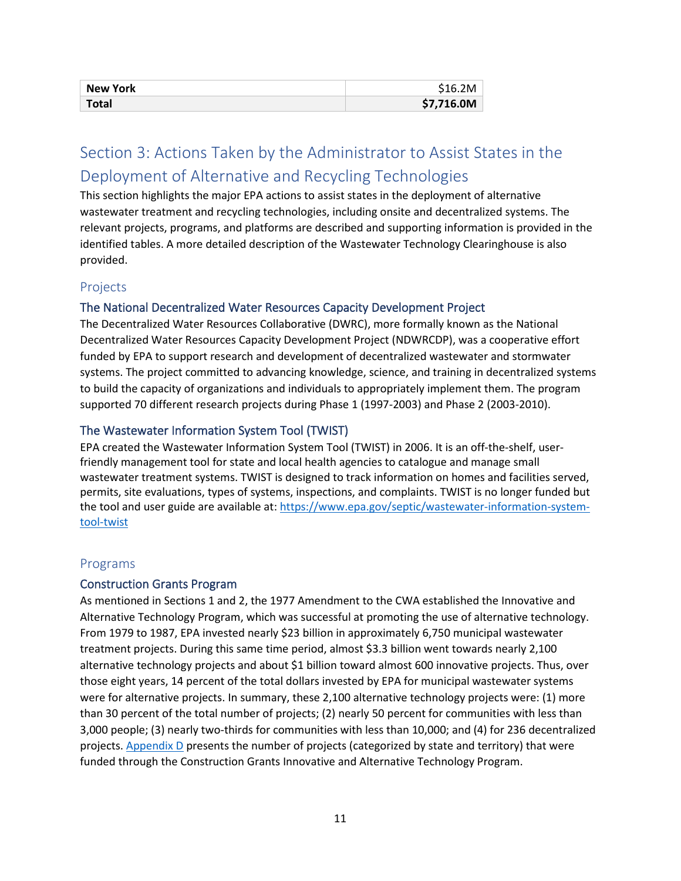| New York | $16.2M |
| --- | --- |
| **Total** | **$7,716.0M** |

## Section 3: Actions Taken by the Administrator to Assist States in the Deployment of Alternative and Recycling Technologies

This section highlights the major EPA actions to assist states in the deployment of alternative wastewater treatment and recycling technologies, including onsite and decentralized systems. The relevant projects, programs, and platforms are described and supporting information is provided in the identified tables. A more detailed description of the Wastewater Technology Clearinghouse is also provided.

### Projects

#### The National Decentralized Water Resources Capacity Development Project

The Decentralized Water Resources Collaborative (DWRC), more formally known as the National Decentralized Water Resources Capacity Development Project (NDWRCDP), was a cooperative effort funded by EPA to support research and development of decentralized wastewater and stormwater systems. The project committed to advancing knowledge, science, and training in decentralized systems to build the capacity of organizations and individuals to appropriately implement them. The program supported 70 different research projects during Phase 1 (1997-2003) and Phase 2 (2003-2010).

#### The Wastewater Information System Tool (TWIST)

EPA created the Wastewater Information System Tool (TWIST) in 2006. It is an off-the-shelf, user-friendly management tool for state and local health agencies to catalogue and manage small wastewater treatment systems. TWIST is designed to track information on homes and facilities served, permits, site evaluations, types of systems, inspections, and complaints. TWIST is no longer funded but the tool and user guide are available at: [https://www.epa.gov/septic/wastewater-information-system-tool-twist](https://www.epa.gov/septic/wastewater-information-system-tool-twist)

### Programs

#### Construction Grants Program

As mentioned in Sections 1 and 2, the 1977 Amendment to the CWA established the Innovative and Alternative Technology Program, which was successful at promoting the use of alternative technology. From 1979 to 1987, EPA invested nearly $23 billion in approximately 6,750 municipal wastewater treatment projects. During this same time period, almost $3.3 billion went towards nearly 2,100 alternative technology projects and about $1 billion toward almost 600 innovative projects. Thus, over those eight years, 14 percent of the total dollars invested by EPA for municipal wastewater systems were for alternative projects. In summary, these 2,100 alternative technology projects were: (1) more than 30 percent of the total number of projects; (2) nearly 50 percent for communities with less than 3,000 people; (3) nearly two-thirds for communities with less than 10,000; and (4) for 236 decentralized projects. Appendix D presents the number of projects (categorized by state and territory) that were funded through the Construction Grants Innovative and Alternative Technology Program.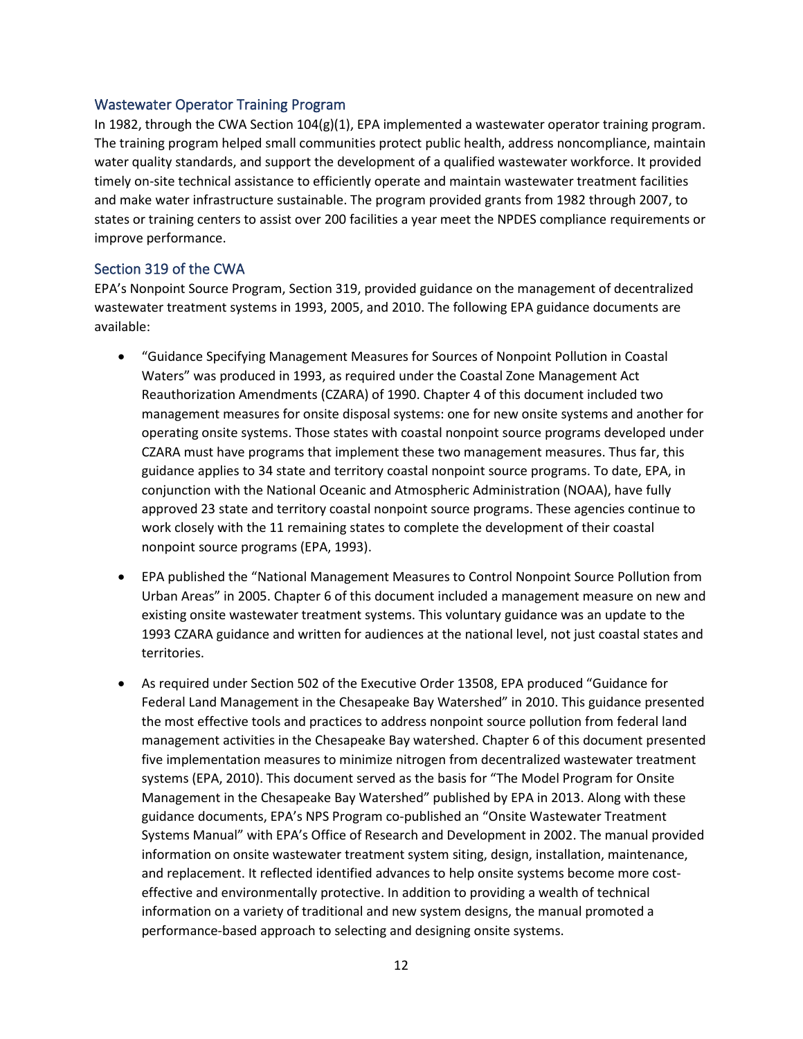## Wastewater Operator Training Program

In 1982, through the CWA Section 104(g)(1), EPA implemented a wastewater operator training program. The training program helped small communities protect public health, address noncompliance, maintain water quality standards, and support the development of a qualified wastewater workforce. It provided timely on-site technical assistance to efficiently operate and maintain wastewater treatment facilities and make water infrastructure sustainable. The program provided grants from 1982 through 2007, to states or training centers to assist over 200 facilities a year meet the NPDES compliance requirements or improve performance.

## Section 319 of the CWA

EPA's Nonpoint Source Program, Section 319, provided guidance on the management of decentralized wastewater treatment systems in 1993, 2005, and 2010. The following EPA guidance documents are available:

- "Guidance Specifying Management Measures for Sources of Nonpoint Pollution in Coastal Waters" was produced in 1993, as required under the Coastal Zone Management Act Reauthorization Amendments (CZARA) of 1990. Chapter 4 of this document included two management measures for onsite disposal systems: one for new onsite systems and another for operating onsite systems. Those states with coastal nonpoint source programs developed under CZARA must have programs that implement these two management measures. Thus far, this guidance applies to 34 state and territory coastal nonpoint source programs. To date, EPA, in conjunction with the National Oceanic and Atmospheric Administration (NOAA), have fully approved 23 state and territory coastal nonpoint source programs. These agencies continue to work closely with the 11 remaining states to complete the development of their coastal nonpoint source programs (EPA, 1993).
- EPA published the "National Management Measures to Control Nonpoint Source Pollution from Urban Areas" in 2005. Chapter 6 of this document included a management measure on new and existing onsite wastewater treatment systems. This voluntary guidance was an update to the 1993 CZARA guidance and written for audiences at the national level, not just coastal states and territories.
- As required under Section 502 of the Executive Order 13508, EPA produced "Guidance for Federal Land Management in the Chesapeake Bay Watershed" in 2010. This guidance presented the most effective tools and practices to address nonpoint source pollution from federal land management activities in the Chesapeake Bay watershed. Chapter 6 of this document presented five implementation measures to minimize nitrogen from decentralized wastewater treatment systems (EPA, 2010). This document served as the basis for "The Model Program for Onsite Management in the Chesapeake Bay Watershed" published by EPA in 2013. Along with these guidance documents, EPA's NPS Program co-published an "Onsite Wastewater Treatment Systems Manual" with EPA's Office of Research and Development in 2002. The manual provided information on onsite wastewater treatment system siting, design, installation, maintenance, and replacement. It reflected identified advances to help onsite systems become more cost-effective and environmentally protective. In addition to providing a wealth of technical information on a variety of traditional and new system designs, the manual promoted a performance-based approach to selecting and designing onsite systems.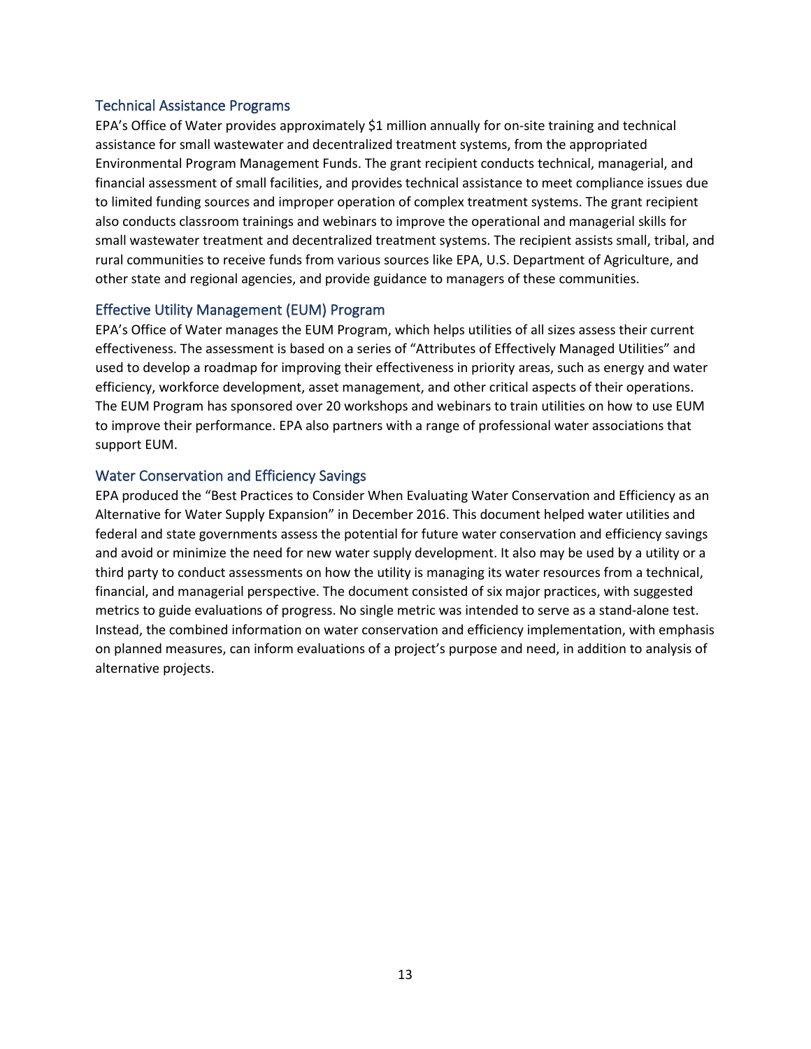### Technical Assistance Programs

EPA's Office of Water provides approximately $1 million annually for on-site training and technical assistance for small wastewater and decentralized treatment systems, from the appropriated Environmental Program Management Funds. The grant recipient conducts technical, managerial, and financial assessment of small facilities, and provides technical assistance to meet compliance issues due to limited funding sources and improper operation of complex treatment systems. The grant recipient also conducts classroom trainings and webinars to improve the operational and managerial skills for small wastewater treatment and decentralized treatment systems. The recipient assists small, tribal, and rural communities to receive funds from various sources like EPA, U.S. Department of Agriculture, and other state and regional agencies, and provide guidance to managers of these communities.

### Effective Utility Management (EUM) Program

EPA's Office of Water manages the EUM Program, which helps utilities of all sizes assess their current effectiveness. The assessment is based on a series of "Attributes of Effectively Managed Utilities" and used to develop a roadmap for improving their effectiveness in priority areas, such as energy and water efficiency, workforce development, asset management, and other critical aspects of their operations. The EUM Program has sponsored over 20 workshops and webinars to train utilities on how to use EUM to improve their performance. EPA also partners with a range of professional water associations that support EUM.

### Water Conservation and Efficiency Savings

EPA produced the "Best Practices to Consider When Evaluating Water Conservation and Efficiency as an Alternative for Water Supply Expansion" in December 2016. This document helped water utilities and federal and state governments assess the potential for future water conservation and efficiency savings and avoid or minimize the need for new water supply development. It also may be used by a utility or a third party to conduct assessments on how the utility is managing its water resources from a technical, financial, and managerial perspective. The document consisted of six major practices, with suggested metrics to guide evaluations of progress. No single metric was intended to serve as a stand-alone test. Instead, the combined information on water conservation and efficiency implementation, with emphasis on planned measures, can inform evaluations of a project's purpose and need, in addition to analysis of alternative projects.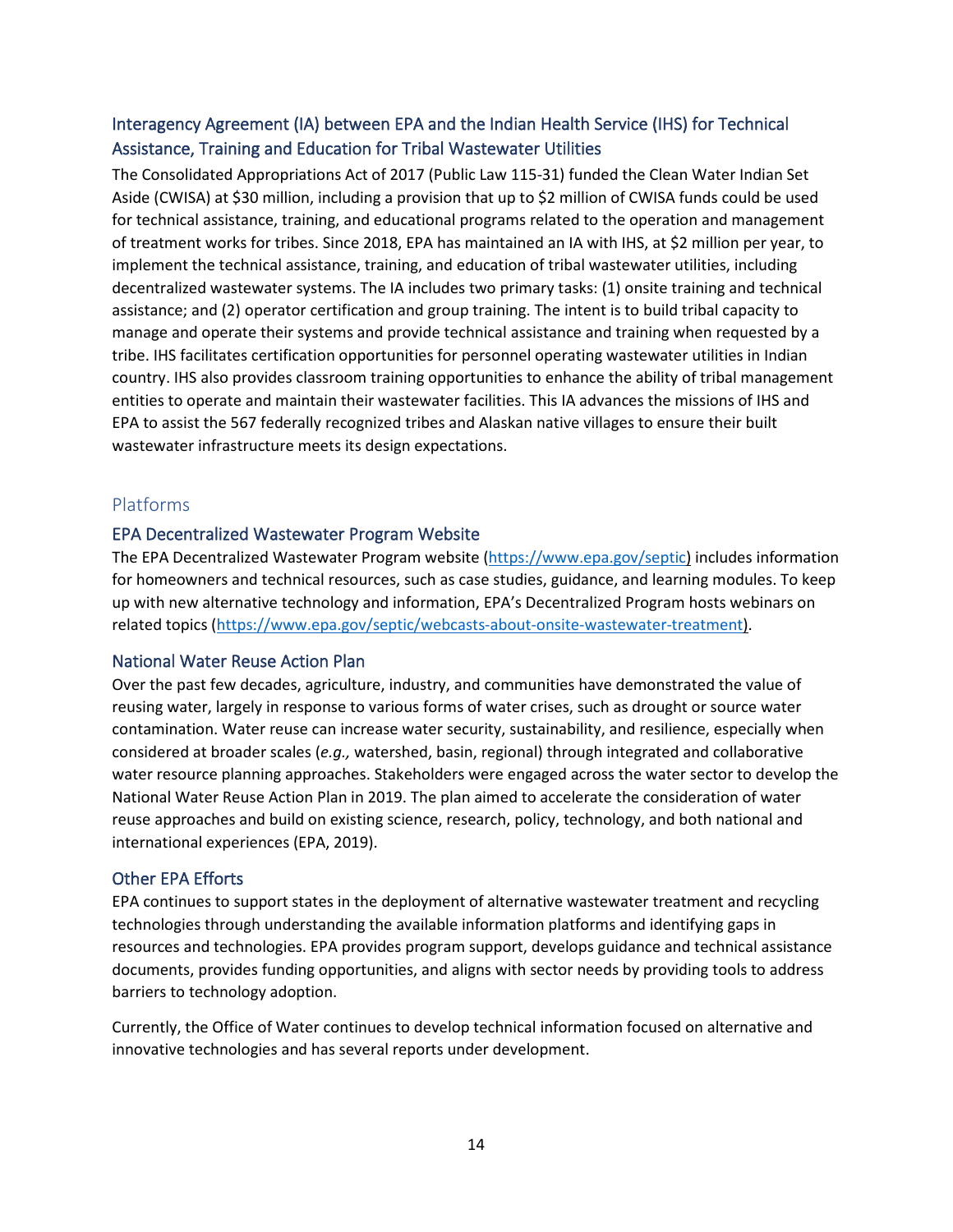### Interagency Agreement (IA) between EPA and the Indian Health Service (IHS) for Technical Assistance, Training and Education for Tribal Wastewater Utilities

The Consolidated Appropriations Act of 2017 (Public Law 115-31) funded the Clean Water Indian Set Aside (CWISA) at $30 million, including a provision that up to $2 million of CWISA funds could be used for technical assistance, training, and educational programs related to the operation and management of treatment works for tribes. Since 2018, EPA has maintained an IA with IHS, at $2 million per year, to implement the technical assistance, training, and education of tribal wastewater utilities, including decentralized wastewater systems. The IA includes two primary tasks: (1) onsite training and technical assistance; and (2) operator certification and group training. The intent is to build tribal capacity to manage and operate their systems and provide technical assistance and training when requested by a tribe. IHS facilitates certification opportunities for personnel operating wastewater utilities in Indian country. IHS also provides classroom training opportunities to enhance the ability of tribal management entities to operate and maintain their wastewater facilities. This IA advances the missions of IHS and EPA to assist the 567 federally recognized tribes and Alaskan native villages to ensure their built wastewater infrastructure meets its design expectations.

## Platforms

### EPA Decentralized Wastewater Program Website

The EPA Decentralized Wastewater Program website (https://www.epa.gov/septic) includes information for homeowners and technical resources, such as case studies, guidance, and learning modules. To keep up with new alternative technology and information, EPA's Decentralized Program hosts webinars on related topics (https://www.epa.gov/septic/webcasts-about-onsite-wastewater-treatment).

### National Water Reuse Action Plan

Over the past few decades, agriculture, industry, and communities have demonstrated the value of reusing water, largely in response to various forms of water crises, such as drought or source water contamination. Water reuse can increase water security, sustainability, and resilience, especially when considered at broader scales (*e.g.,* watershed, basin, regional) through integrated and collaborative water resource planning approaches. Stakeholders were engaged across the water sector to develop the National Water Reuse Action Plan in 2019. The plan aimed to accelerate the consideration of water reuse approaches and build on existing science, research, policy, technology, and both national and international experiences (EPA, 2019).

### Other EPA Efforts

EPA continues to support states in the deployment of alternative wastewater treatment and recycling technologies through understanding the available information platforms and identifying gaps in resources and technologies. EPA provides program support, develops guidance and technical assistance documents, provides funding opportunities, and aligns with sector needs by providing tools to address barriers to technology adoption.

Currently, the Office of Water continues to develop technical information focused on alternative and innovative technologies and has several reports under development.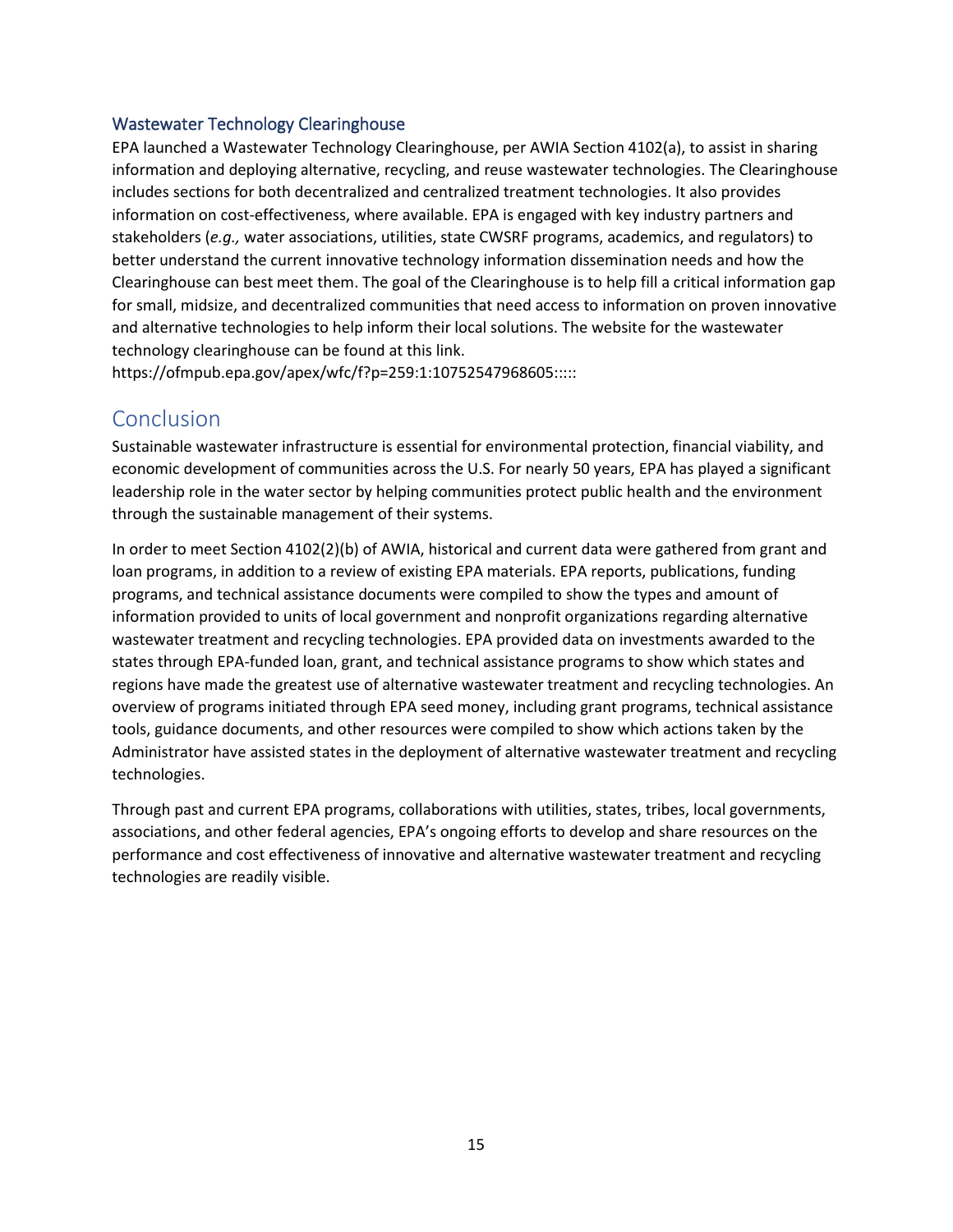### Wastewater Technology Clearinghouse

EPA launched a Wastewater Technology Clearinghouse, per AWIA Section 4102(a), to assist in sharing information and deploying alternative, recycling, and reuse wastewater technologies. The Clearinghouse includes sections for both decentralized and centralized treatment technologies. It also provides information on cost-effectiveness, where available. EPA is engaged with key industry partners and stakeholders (*e.g.,* water associations, utilities, state CWSRF programs, academics, and regulators) to better understand the current innovative technology information dissemination needs and how the Clearinghouse can best meet them. The goal of the Clearinghouse is to help fill a critical information gap for small, midsize, and decentralized communities that need access to information on proven innovative and alternative technologies to help inform their local solutions. The website for the wastewater technology clearinghouse can be found at this link. https://ofmpub.epa.gov/apex/wfc/f?p=259:1:10752547968605:::::

## Conclusion

Sustainable wastewater infrastructure is essential for environmental protection, financial viability, and economic development of communities across the U.S. For nearly 50 years, EPA has played a significant leadership role in the water sector by helping communities protect public health and the environment through the sustainable management of their systems.

In order to meet Section 4102(2)(b) of AWIA, historical and current data were gathered from grant and loan programs, in addition to a review of existing EPA materials. EPA reports, publications, funding programs, and technical assistance documents were compiled to show the types and amount of information provided to units of local government and nonprofit organizations regarding alternative wastewater treatment and recycling technologies. EPA provided data on investments awarded to the states through EPA-funded loan, grant, and technical assistance programs to show which states and regions have made the greatest use of alternative wastewater treatment and recycling technologies. An overview of programs initiated through EPA seed money, including grant programs, technical assistance tools, guidance documents, and other resources were compiled to show which actions taken by the Administrator have assisted states in the deployment of alternative wastewater treatment and recycling technologies.

Through past and current EPA programs, collaborations with utilities, states, tribes, local governments, associations, and other federal agencies, EPA's ongoing efforts to develop and share resources on the performance and cost effectiveness of innovative and alternative wastewater treatment and recycling technologies are readily visible.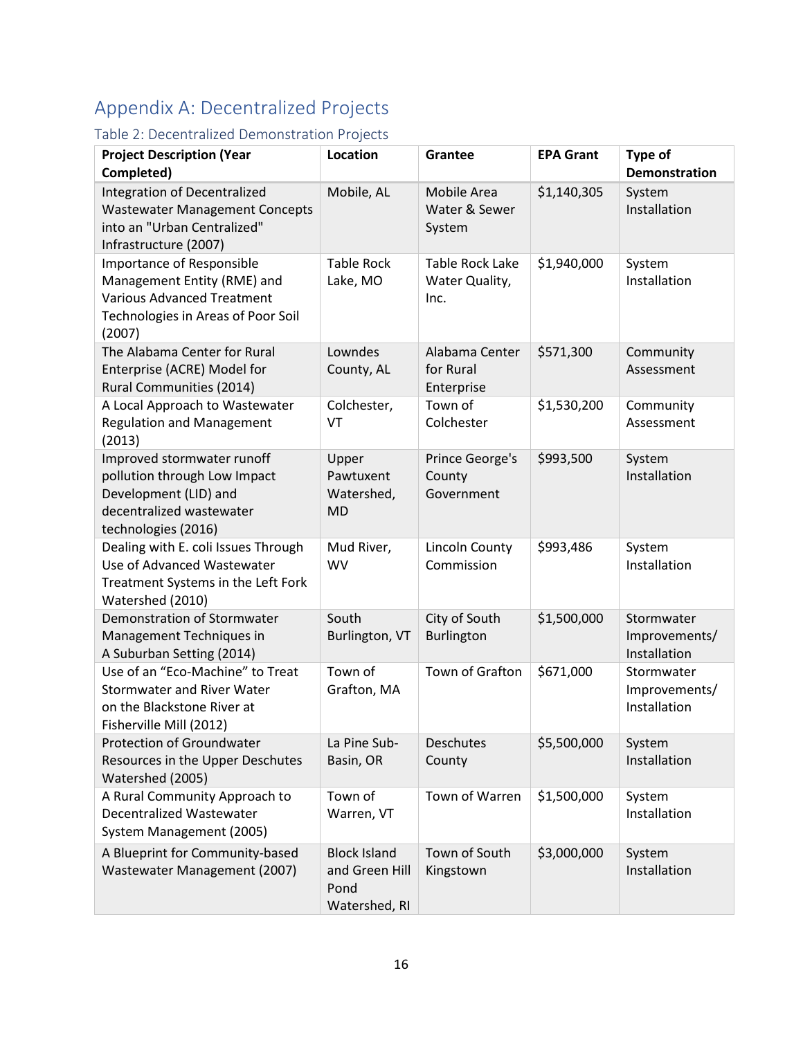## Appendix A: Decentralized Projects

### Table 2: Decentralized Demonstration Projects

| Project Description (Year Completed) | Location | Grantee | EPA Grant | Type of Demonstration |
|---|---|---|---|---|
| Integration of Decentralized Wastewater Management Concepts into an "Urban Centralized" Infrastructure (2007) | Mobile, AL | Mobile Area Water & Sewer System | $1,140,305 | System Installation |
| Importance of Responsible Management Entity (RME) and Various Advanced Treatment Technologies in Areas of Poor Soil (2007) | Table Rock Lake, MO | Table Rock Lake Water Quality, Inc. | $1,940,000 | System Installation |
| The Alabama Center for Rural Enterprise (ACRE) Model for Rural Communities (2014) | Lowndes County, AL | Alabama Center for Rural Enterprise | $571,300 | Community Assessment |
| A Local Approach to Wastewater Regulation and Management (2013) | Colchester, VT | Town of Colchester | $1,530,200 | Community Assessment |
| Improved stormwater runoff pollution through Low Impact Development (LID) and decentralized wastewater technologies (2016) | Upper Pawtuxent Watershed, MD | Prince George's County Government | $993,500 | System Installation |
| Dealing with E. coli Issues Through Use of Advanced Wastewater Treatment Systems in the Left Fork Watershed (2010) | Mud River, WV | Lincoln County Commission | $993,486 | System Installation |
| Demonstration of Stormwater Management Techniques in A Suburban Setting (2014) | South Burlington, VT | City of South Burlington | $1,500,000 | Stormwater Improvements/ Installation |
| Use of an "Eco-Machine" to Treat Stormwater and River Water on the Blackstone River at Fisherville Mill (2012) | Town of Grafton, MA | Town of Grafton | $671,000 | Stormwater Improvements/ Installation |
| Protection of Groundwater Resources in the Upper Deschutes Watershed (2005) | La Pine Sub-Basin, OR | Deschutes County | $5,500,000 | System Installation |
| A Rural Community Approach to Decentralized Wastewater System Management (2005) | Town of Warren, VT | Town of Warren | $1,500,000 | System Installation |
| A Blueprint for Community-based Wastewater Management (2007) | Block Island and Green Hill Pond Watershed, RI | Town of South Kingstown | $3,000,000 | System Installation |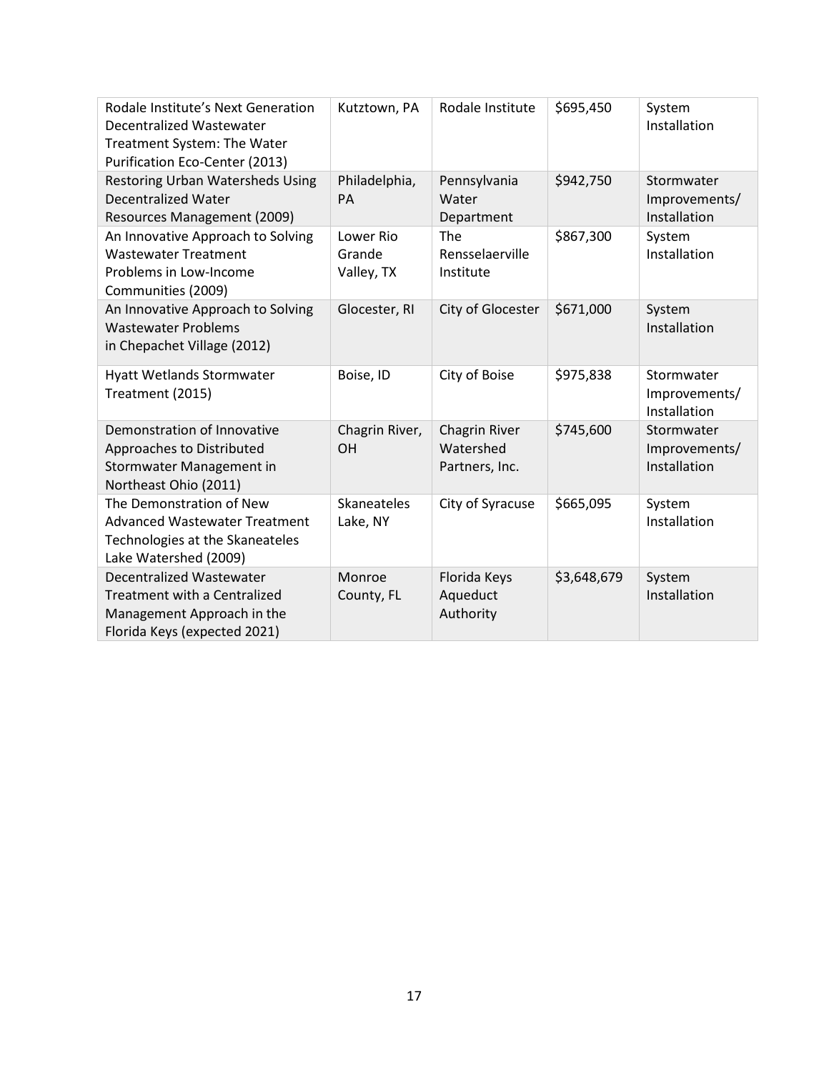| | | | | |
|---|---|---|---|---|
| Rodale Institute's Next Generation Decentralized Wastewater Treatment System: The Water Purification Eco-Center (2013) | Kutztown, PA | Rodale Institute | $695,450 | System Installation |
| Restoring Urban Watersheds Using Decentralized Water Resources Management (2009) | Philadelphia, PA | Pennsylvania Water Department | $942,750 | Stormwater Improvements/ Installation |
| An Innovative Approach to Solving Wastewater Treatment Problems in Low-Income Communities (2009) | Lower Rio Grande Valley, TX | The Rensselaerville Institute | $867,300 | System Installation |
| An Innovative Approach to Solving Wastewater Problems in Chepachet Village (2012) | Glocester, RI | City of Glocester | $671,000 | System Installation |
| Hyatt Wetlands Stormwater Treatment (2015) | Boise, ID | City of Boise | $975,838 | Stormwater Improvements/ Installation |
| Demonstration of Innovative Approaches to Distributed Stormwater Management in Northeast Ohio (2011) | Chagrin River, OH | Chagrin River Watershed Partners, Inc. | $745,600 | Stormwater Improvements/ Installation |
| The Demonstration of New Advanced Wastewater Treatment Technologies at the Skaneateles Lake Watershed (2009) | Skaneateles Lake, NY | City of Syracuse | $665,095 | System Installation |
| Decentralized Wastewater Treatment with a Centralized Management Approach in the Florida Keys (expected 2021) | Monroe County, FL | Florida Keys Aqueduct Authority | $3,648,679 | System Installation |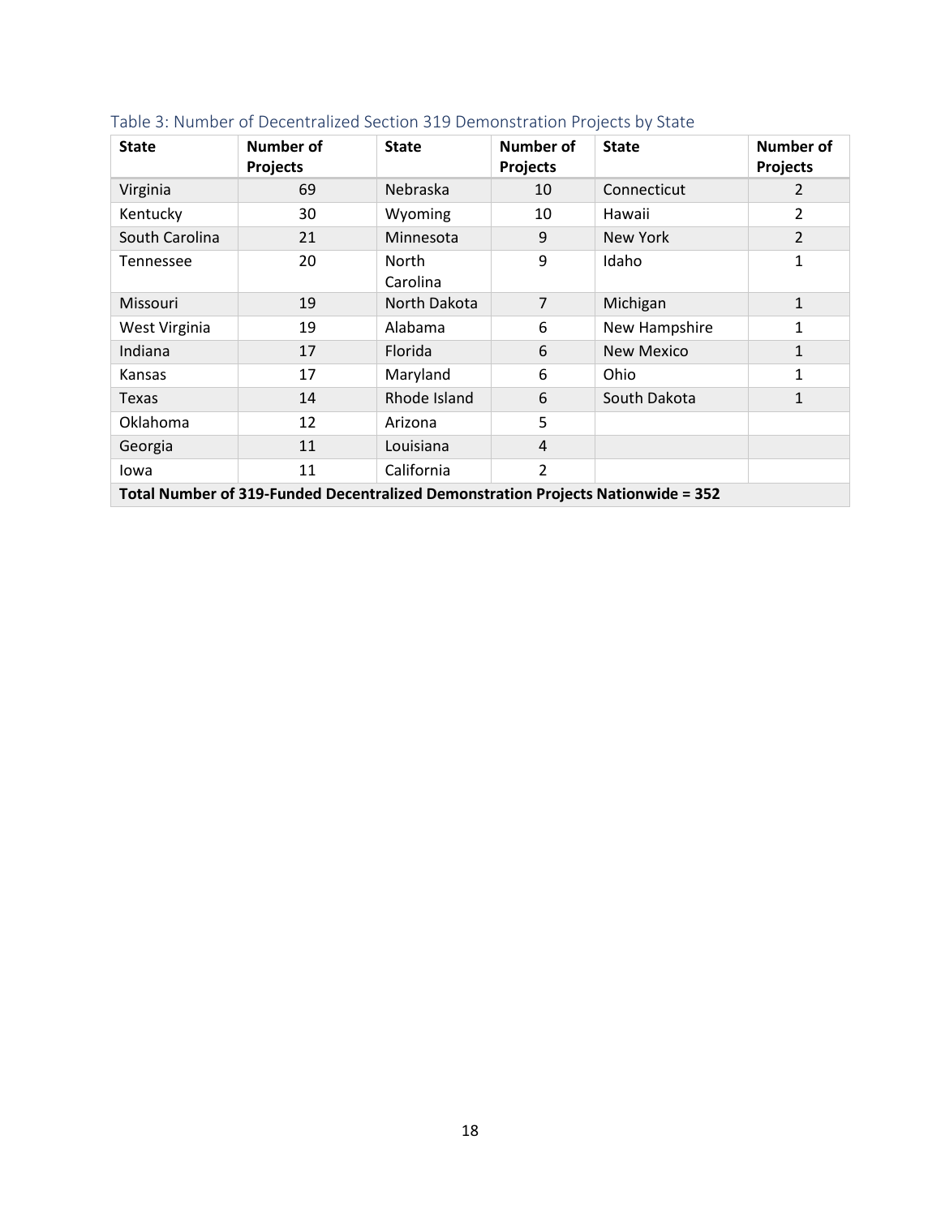Table 3: Number of Decentralized Section 319 Demonstration Projects by State

| State | Number of Projects | State | Number of Projects | State | Number of Projects |
|---|---|---|---|---|---|
| Virginia | 69 | Nebraska | 10 | Connecticut | 2 |
| Kentucky | 30 | Wyoming | 10 | Hawaii | 2 |
| South Carolina | 21 | Minnesota | 9 | New York | 2 |
| Tennessee | 20 | North Carolina | 9 | Idaho | 1 |
| Missouri | 19 | North Dakota | 7 | Michigan | 1 |
| West Virginia | 19 | Alabama | 6 | New Hampshire | 1 |
| Indiana | 17 | Florida | 6 | New Mexico | 1 |
| Kansas | 17 | Maryland | 6 | Ohio | 1 |
| Texas | 14 | Rhode Island | 6 | South Dakota | 1 |
| Oklahoma | 12 | Arizona | 5 | | |
| Georgia | 11 | Louisiana | 4 | | |
| Iowa | 11 | California | 2 | | |
| **Total Number of 319-Funded Decentralized Demonstration Projects Nationwide = 352** | | | | | |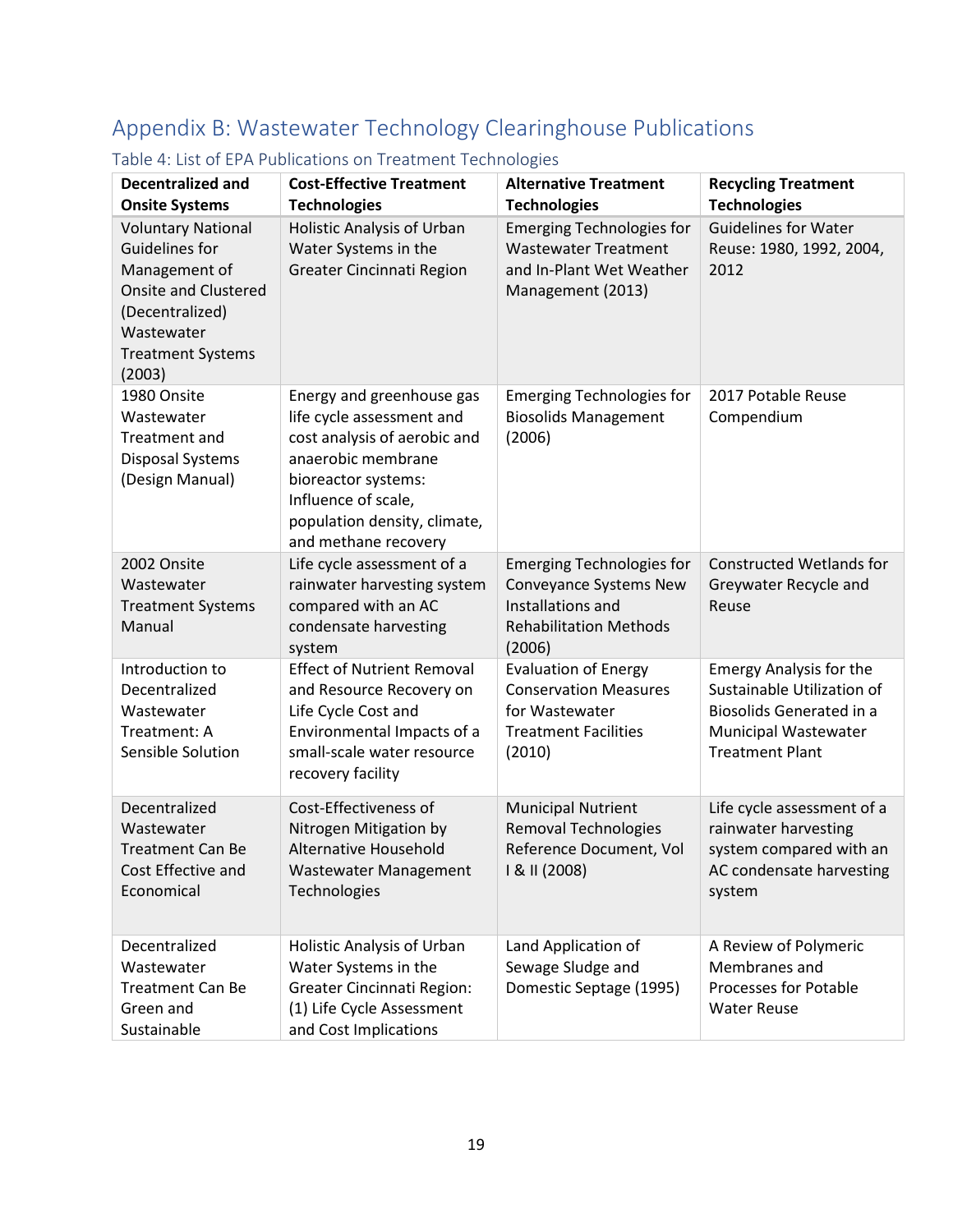# Appendix B: Wastewater Technology Clearinghouse Publications

## Table 4: List of EPA Publications on Treatment Technologies

| Decentralized and Onsite Systems | Cost-Effective Treatment Technologies | Alternative Treatment Technologies | Recycling Treatment Technologies |
|---|---|---|---|
| Voluntary National Guidelines for Management of Onsite and Clustered (Decentralized) Wastewater Treatment Systems (2003) | Holistic Analysis of Urban Water Systems in the Greater Cincinnati Region | Emerging Technologies for Wastewater Treatment and In-Plant Wet Weather Management (2013) | Guidelines for Water Reuse: 1980, 1992, 2004, 2012 |
| 1980 Onsite Wastewater Treatment and Disposal Systems (Design Manual) | Energy and greenhouse gas life cycle assessment and cost analysis of aerobic and anaerobic membrane bioreactor systems: Influence of scale, population density, climate, and methane recovery | Emerging Technologies for Biosolids Management (2006) | 2017 Potable Reuse Compendium |
| 2002 Onsite Wastewater Treatment Systems Manual | Life cycle assessment of a rainwater harvesting system compared with an AC condensate harvesting system | Emerging Technologies for Conveyance Systems New Installations and Rehabilitation Methods (2006) | Constructed Wetlands for Greywater Recycle and Reuse |
| Introduction to Decentralized Wastewater Treatment: A Sensible Solution | Effect of Nutrient Removal and Resource Recovery on Life Cycle Cost and Environmental Impacts of a small-scale water resource recovery facility | Evaluation of Energy Conservation Measures for Wastewater Treatment Facilities (2010) | Emergy Analysis for the Sustainable Utilization of Biosolids Generated in a Municipal Wastewater Treatment Plant |
| Decentralized Wastewater Treatment Can Be Cost Effective and Economical | Cost-Effectiveness of Nitrogen Mitigation by Alternative Household Wastewater Management Technologies | Municipal Nutrient Removal Technologies Reference Document, Vol I & II (2008) | Life cycle assessment of a rainwater harvesting system compared with an AC condensate harvesting system |
| Decentralized Wastewater Treatment Can Be Green and Sustainable | Holistic Analysis of Urban Water Systems in the Greater Cincinnati Region: (1) Life Cycle Assessment and Cost Implications | Land Application of Sewage Sludge and Domestic Septage (1995) | A Review of Polymeric Membranes and Processes for Potable Water Reuse |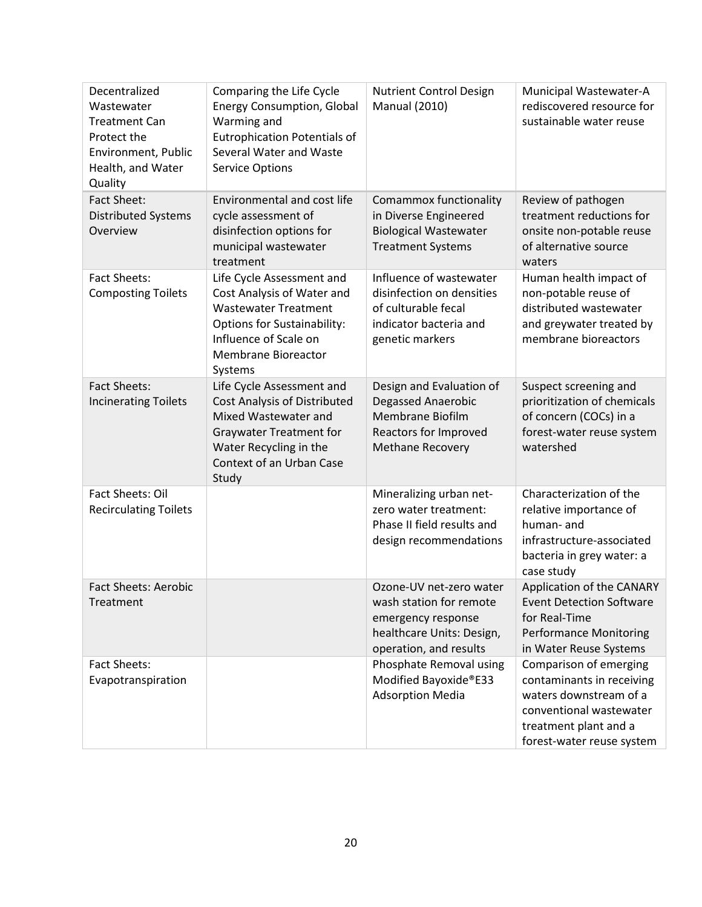| Decentralized Wastewater Treatment Can Protect the Environment, Public Health, and Water Quality | Comparing the Life Cycle Energy Consumption, Global Warming and Eutrophication Potentials of Several Water and Waste Service Options | Nutrient Control Design Manual (2010) | Municipal Wastewater-A rediscovered resource for sustainable water reuse |
|---|---|---|---|
| Fact Sheet: Distributed Systems Overview | Environmental and cost life cycle assessment of disinfection options for municipal wastewater treatment | Comammox functionality in Diverse Engineered Biological Wastewater Treatment Systems | Review of pathogen treatment reductions for onsite non-potable reuse of alternative source waters |
| Fact Sheets: Composting Toilets | Life Cycle Assessment and Cost Analysis of Water and Wastewater Treatment Options for Sustainability: Influence of Scale on Membrane Bioreactor Systems | Influence of wastewater disinfection on densities of culturable fecal indicator bacteria and genetic markers | Human health impact of non-potable reuse of distributed wastewater and greywater treated by membrane bioreactors |
| Fact Sheets: Incinerating Toilets | Life Cycle Assessment and Cost Analysis of Distributed Mixed Wastewater and Graywater Treatment for Water Recycling in the Context of an Urban Case Study | Design and Evaluation of Degassed Anaerobic Membrane Biofilm Reactors for Improved Methane Recovery | Suspect screening and prioritization of chemicals of concern (COCs) in a forest-water reuse system watershed |
| Fact Sheets: Oil Recirculating Toilets | | Mineralizing urban net-zero water treatment: Phase II field results and design recommendations | Characterization of the relative importance of human- and infrastructure-associated bacteria in grey water: a case study |
| Fact Sheets: Aerobic Treatment | | Ozone-UV net-zero water wash station for remote emergency response healthcare Units: Design, operation, and results | Application of the CANARY Event Detection Software for Real-Time Performance Monitoring in Water Reuse Systems |
| Fact Sheets: Evapotranspiration | | Phosphate Removal using Modified Bayoxide®E33 Adsorption Media | Comparison of emerging contaminants in receiving waters downstream of a conventional wastewater treatment plant and a forest-water reuse system |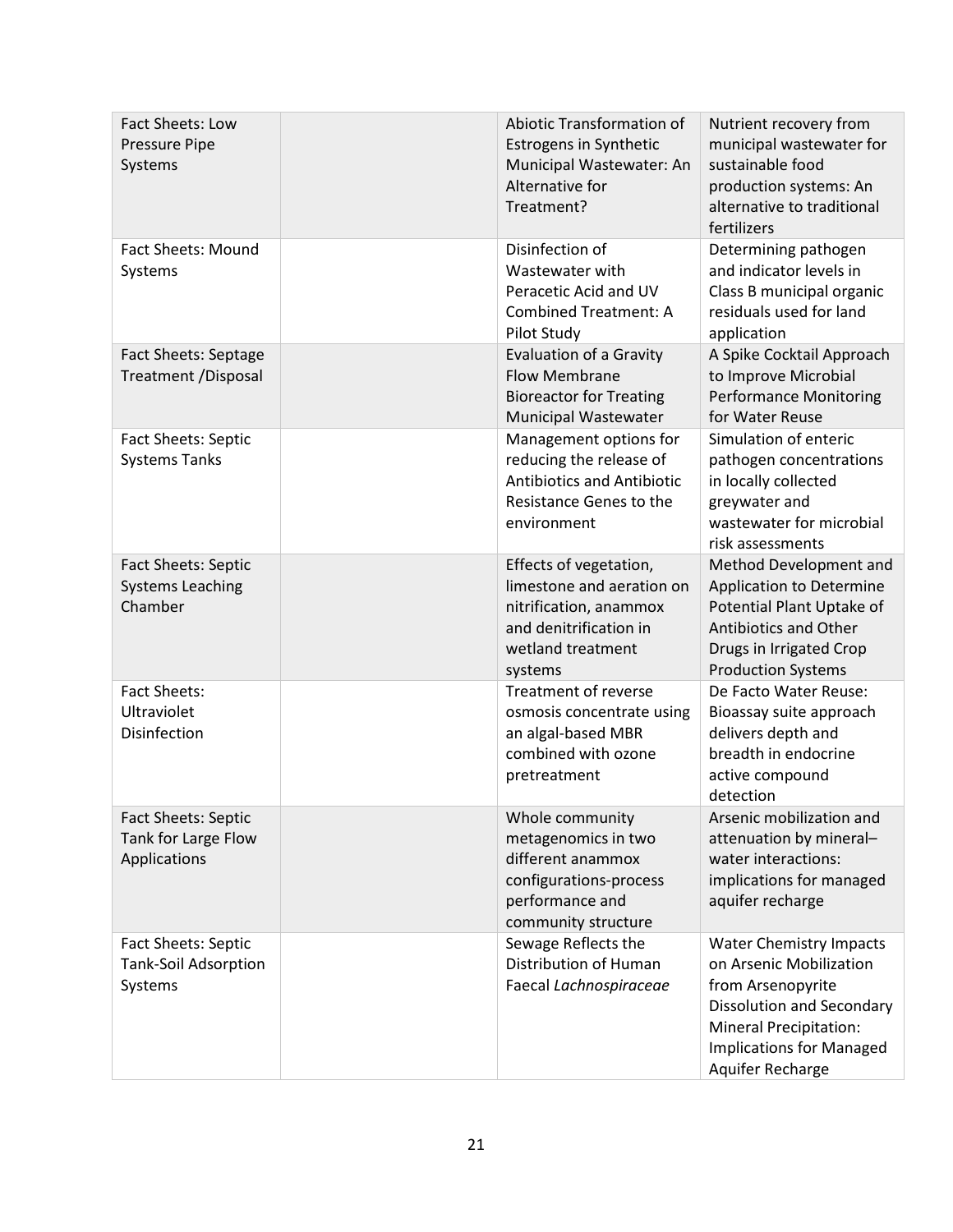| Fact Sheets: Low Pressure Pipe Systems | | Abiotic Transformation of Estrogens in Synthetic Municipal Wastewater: An Alternative for Treatment? | Nutrient recovery from municipal wastewater for sustainable food production systems: An alternative to traditional fertilizers |
|---|---|---|---|
| Fact Sheets: Mound Systems | | Disinfection of Wastewater with Peracetic Acid and UV Combined Treatment: A Pilot Study | Determining pathogen and indicator levels in Class B municipal organic residuals used for land application |
| Fact Sheets: Septage Treatment /Disposal | | Evaluation of a Gravity Flow Membrane Bioreactor for Treating Municipal Wastewater | A Spike Cocktail Approach to Improve Microbial Performance Monitoring for Water Reuse |
| Fact Sheets: Septic Systems Tanks | | Management options for reducing the release of Antibiotics and Antibiotic Resistance Genes to the environment | Simulation of enteric pathogen concentrations in locally collected greywater and wastewater for microbial risk assessments |
| Fact Sheets: Septic Systems Leaching Chamber | | Effects of vegetation, limestone and aeration on nitrification, anammox and denitrification in wetland treatment systems | Method Development and Application to Determine Potential Plant Uptake of Antibiotics and Other Drugs in Irrigated Crop Production Systems |
| Fact Sheets: Ultraviolet Disinfection | | Treatment of reverse osmosis concentrate using an algal-based MBR combined with ozone pretreatment | De Facto Water Reuse: Bioassay suite approach delivers depth and breadth in endocrine active compound detection |
| Fact Sheets: Septic Tank for Large Flow Applications | | Whole community metagenomics in two different anammox configurations-process performance and community structure | Arsenic mobilization and attenuation by mineral–water interactions: implications for managed aquifer recharge |
| Fact Sheets: Septic Tank-Soil Adsorption Systems | | Sewage Reflects the Distribution of Human Faecal *Lachnospiraceae* | Water Chemistry Impacts on Arsenic Mobilization from Arsenopyrite Dissolution and Secondary Mineral Precipitation: Implications for Managed Aquifer Recharge |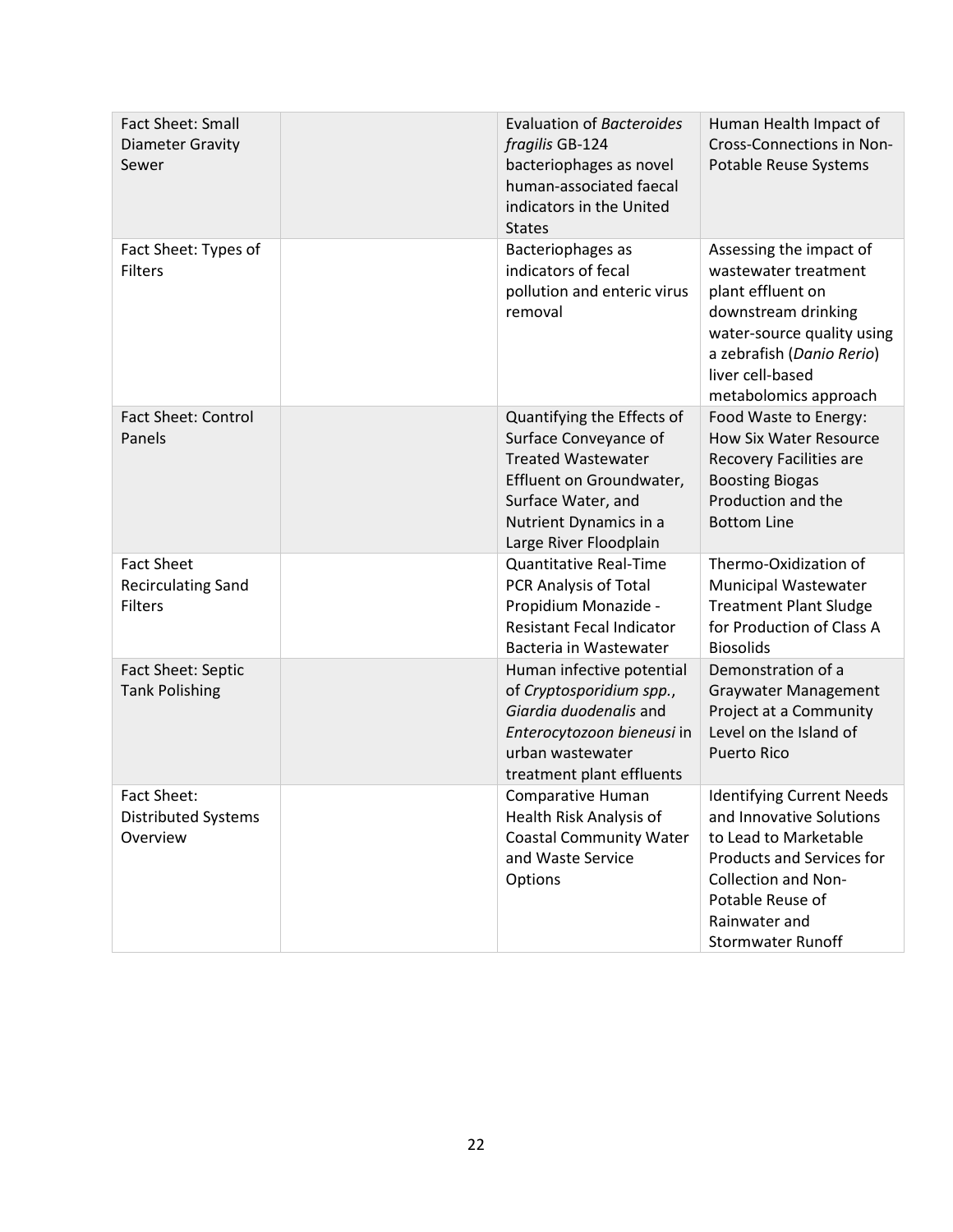| Fact Sheet: Small Diameter Gravity Sewer | | Evaluation of *Bacteroides fragilis* GB-124 bacteriophages as novel human-associated faecal indicators in the United States | Human Health Impact of Cross-Connections in Non-Potable Reuse Systems |
|---|---|---|---|
| Fact Sheet: Types of Filters | | Bacteriophages as indicators of fecal pollution and enteric virus removal | Assessing the impact of wastewater treatment plant effluent on downstream drinking water-source quality using a zebrafish (*Danio Rerio*) liver cell-based metabolomics approach |
| Fact Sheet: Control Panels | | Quantifying the Effects of Surface Conveyance of Treated Wastewater Effluent on Groundwater, Surface Water, and Nutrient Dynamics in a Large River Floodplain | Food Waste to Energy: How Six Water Resource Recovery Facilities are Boosting Biogas Production and the Bottom Line |
| Fact Sheet Recirculating Sand Filters | | Quantitative Real-Time PCR Analysis of Total Propidium Monazide - Resistant Fecal Indicator Bacteria in Wastewater | Thermo-Oxidization of Municipal Wastewater Treatment Plant Sludge for Production of Class A Biosolids |
| Fact Sheet: Septic Tank Polishing | | Human infective potential of *Cryptosporidium spp.*, *Giardia duodenalis* and *Enterocytozoon bieneusi* in urban wastewater treatment plant effluents | Demonstration of a Graywater Management Project at a Community Level on the Island of Puerto Rico |
| Fact Sheet: Distributed Systems Overview | | Comparative Human Health Risk Analysis of Coastal Community Water and Waste Service Options | Identifying Current Needs and Innovative Solutions to Lead to Marketable Products and Services for Collection and Non-Potable Reuse of Rainwater and Stormwater Runoff |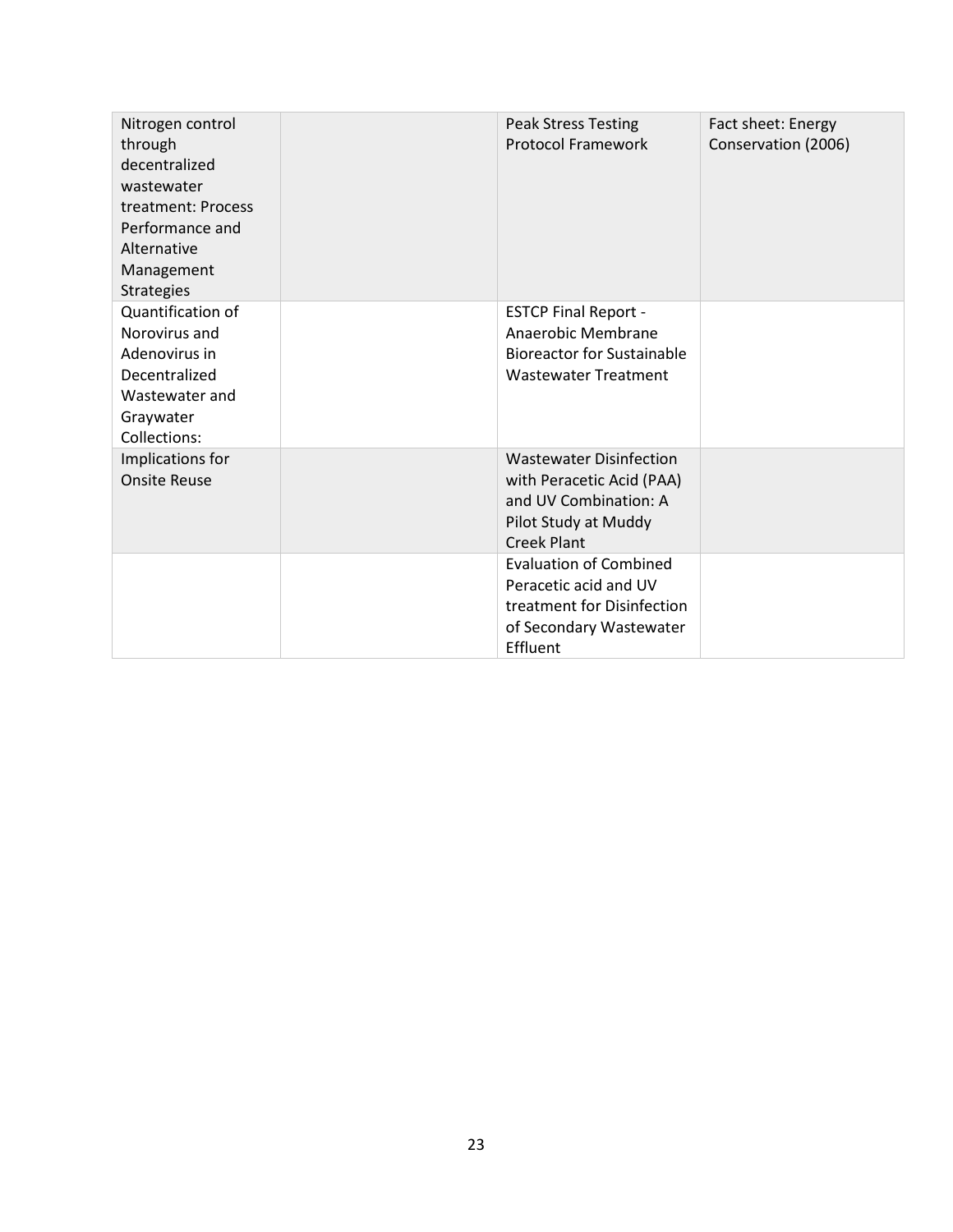| | | | |
|---|---|---|---|
| Nitrogen control through decentralized wastewater treatment: Process Performance and Alternative Management Strategies | | Peak Stress Testing Protocol Framework | Fact sheet: Energy Conservation (2006) |
| Quantification of Norovirus and Adenovirus in Decentralized Wastewater and Graywater Collections: | | ESTCP Final Report - Anaerobic Membrane Bioreactor for Sustainable Wastewater Treatment | |
| Implications for Onsite Reuse | | Wastewater Disinfection with Peracetic Acid (PAA) and UV Combination: A Pilot Study at Muddy Creek Plant | |
| | | Evaluation of Combined Peracetic acid and UV treatment for Disinfection of Secondary Wastewater Effluent | |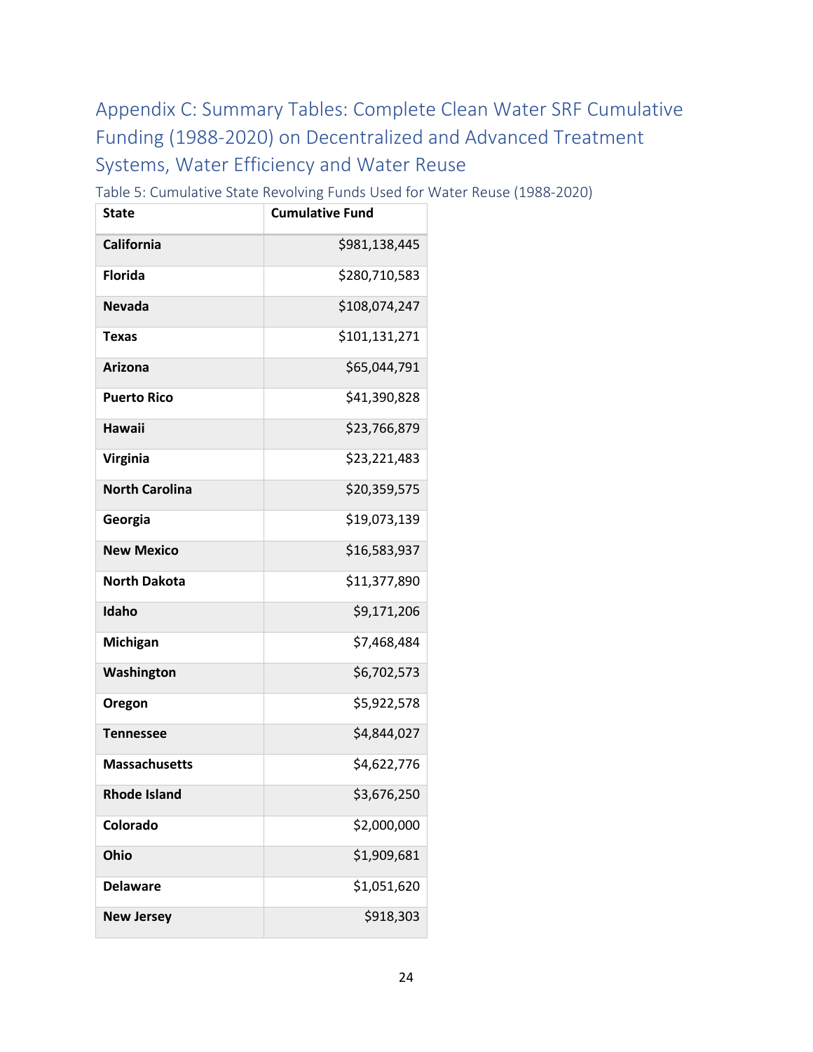# Appendix C: Summary Tables: Complete Clean Water SRF Cumulative Funding (1988-2020) on Decentralized and Advanced Treatment Systems, Water Efficiency and Water Reuse

Table 5: Cumulative State Revolving Funds Used for Water Reuse (1988-2020)

| State | Cumulative Fund |
|---|---:|
| **California** | $981,138,445 |
| **Florida** | $280,710,583 |
| **Nevada** | $108,074,247 |
| **Texas** | $101,131,271 |
| **Arizona** | $65,044,791 |
| **Puerto Rico** | $41,390,828 |
| **Hawaii** | $23,766,879 |
| **Virginia** | $23,221,483 |
| **North Carolina** | $20,359,575 |
| **Georgia** | $19,073,139 |
| **New Mexico** | $16,583,937 |
| **North Dakota** | $11,377,890 |
| **Idaho** | $9,171,206 |
| **Michigan** | $7,468,484 |
| **Washington** | $6,702,573 |
| **Oregon** | $5,922,578 |
| **Tennessee** | $4,844,027 |
| **Massachusetts** | $4,622,776 |
| **Rhode Island** | $3,676,250 |
| **Colorado** | $2,000,000 |
| **Ohio** | $1,909,681 |
| **Delaware** | $1,051,620 |
| **New Jersey** | $918,303 |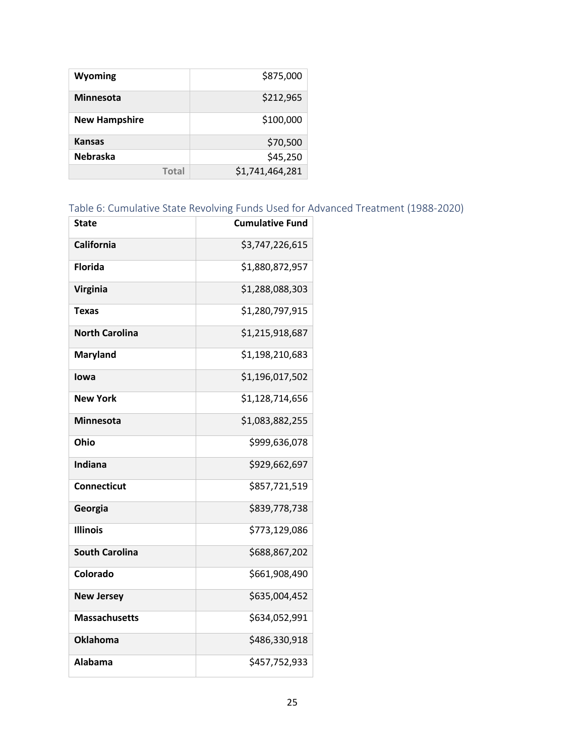| | |
|---|---:|
| **Wyoming** | $875,000 |
| **Minnesota** | $212,965 |
| **New Hampshire** | $100,000 |
| **Kansas** | $70,500 |
| **Nebraska** | $45,250 |
| Total | $1,741,464,281 |

Table 6: Cumulative State Revolving Funds Used for Advanced Treatment (1988-2020)

| State | Cumulative Fund |
|---|---:|
| **California** | $3,747,226,615 |
| **Florida** | $1,880,872,957 |
| **Virginia** | $1,288,088,303 |
| **Texas** | $1,280,797,915 |
| **North Carolina** | $1,215,918,687 |
| **Maryland** | $1,198,210,683 |
| **Iowa** | $1,196,017,502 |
| **New York** | $1,128,714,656 |
| **Minnesota** | $1,083,882,255 |
| **Ohio** | $999,636,078 |
| **Indiana** | $929,662,697 |
| **Connecticut** | $857,721,519 |
| **Georgia** | $839,778,738 |
| **Illinois** | $773,129,086 |
| **South Carolina** | $688,867,202 |
| **Colorado** | $661,908,490 |
| **New Jersey** | $635,004,452 |
| **Massachusetts** | $634,052,991 |
| **Oklahoma** | $486,330,918 |
| **Alabama** | $457,752,933 |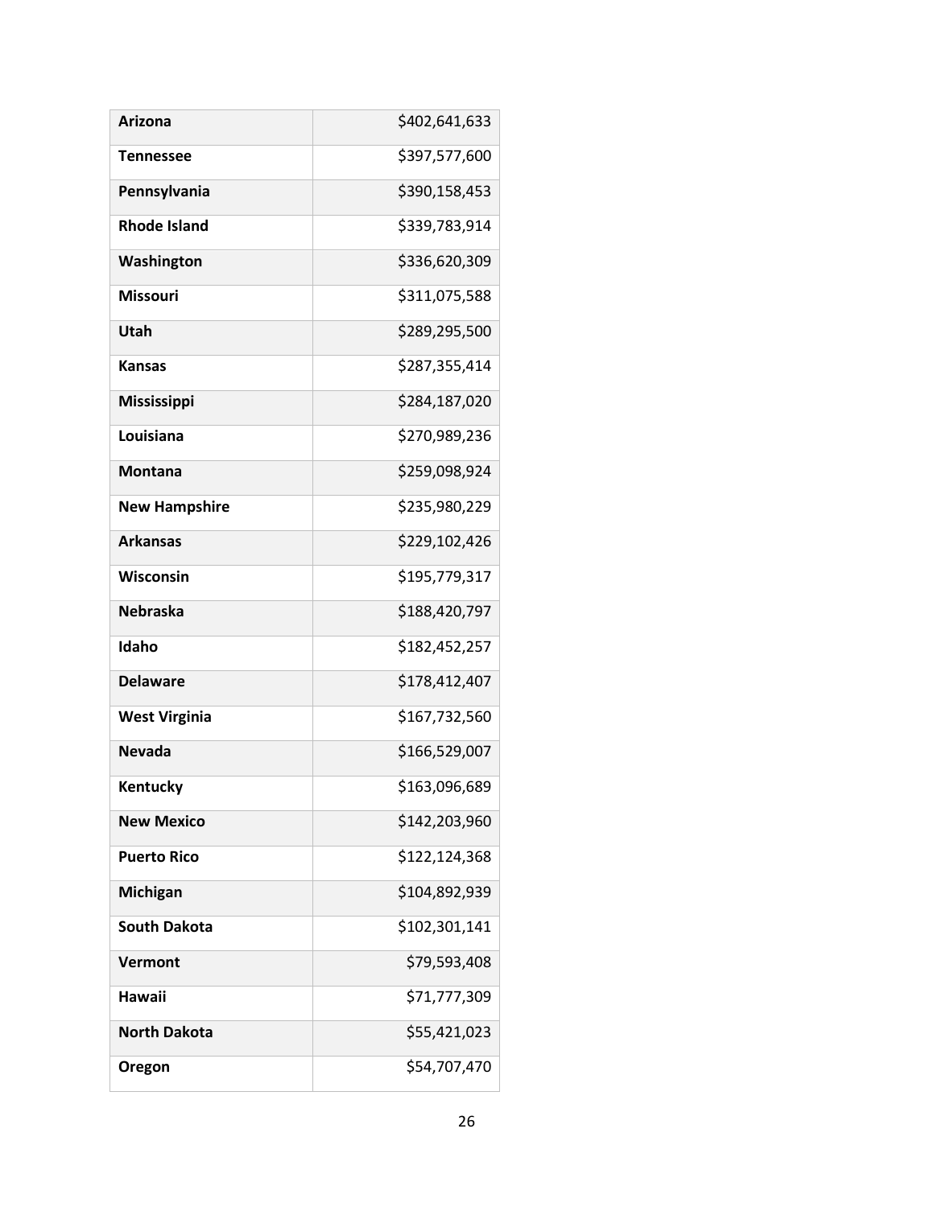| Arizona | $402,641,633 |
|---|---|
| Tennessee | $397,577,600 |
| Pennsylvania | $390,158,453 |
| Rhode Island | $339,783,914 |
| Washington | $336,620,309 |
| Missouri | $311,075,588 |
| Utah | $289,295,500 |
| Kansas | $287,355,414 |
| Mississippi | $284,187,020 |
| Louisiana | $270,989,236 |
| Montana | $259,098,924 |
| New Hampshire | $235,980,229 |
| Arkansas | $229,102,426 |
| Wisconsin | $195,779,317 |
| Nebraska | $188,420,797 |
| Idaho | $182,452,257 |
| Delaware | $178,412,407 |
| West Virginia | $167,732,560 |
| Nevada | $166,529,007 |
| Kentucky | $163,096,689 |
| New Mexico | $142,203,960 |
| Puerto Rico | $122,124,368 |
| Michigan | $104,892,939 |
| South Dakota | $102,301,141 |
| Vermont | $79,593,408 |
| Hawaii | $71,777,309 |
| North Dakota | $55,421,023 |
| Oregon | $54,707,470 |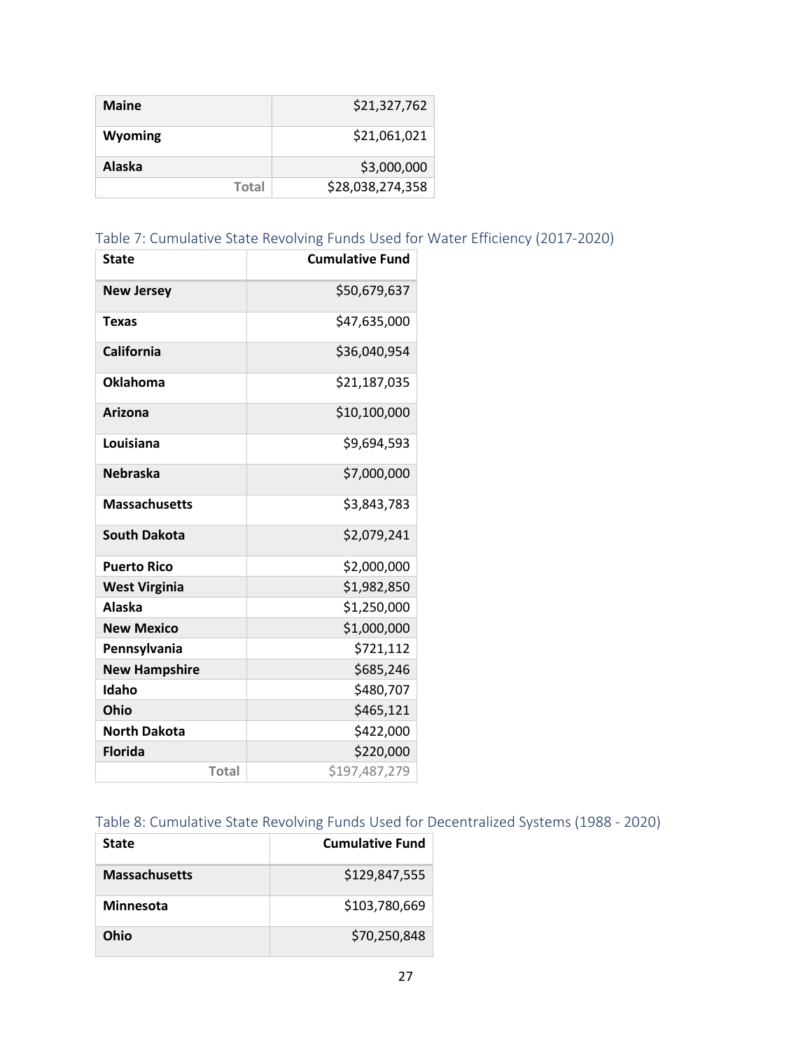| | |
|---|---|
| **Maine** | $21,327,762 |
| **Wyoming** | $21,061,021 |
| **Alaska** | $3,000,000 |
| Total | $28,038,274,358 |

Table 7: Cumulative State Revolving Funds Used for Water Efficiency (2017-2020)

| State | Cumulative Fund |
|---|---|
| **New Jersey** | $50,679,637 |
| **Texas** | $47,635,000 |
| **California** | $36,040,954 |
| **Oklahoma** | $21,187,035 |
| **Arizona** | $10,100,000 |
| **Louisiana** | $9,694,593 |
| **Nebraska** | $7,000,000 |
| **Massachusetts** | $3,843,783 |
| **South Dakota** | $2,079,241 |
| **Puerto Rico** | $2,000,000 |
| **West Virginia** | $1,982,850 |
| **Alaska** | $1,250,000 |
| **New Mexico** | $1,000,000 |
| **Pennsylvania** | $721,112 |
| **New Hampshire** | $685,246 |
| **Idaho** | $480,707 |
| **Ohio** | $465,121 |
| **North Dakota** | $422,000 |
| **Florida** | $220,000 |
| Total | $197,487,279 |

Table 8: Cumulative State Revolving Funds Used for Decentralized Systems (1988 - 2020)

| State | Cumulative Fund |
|---|---|
| **Massachusetts** | $129,847,555 |
| **Minnesota** | $103,780,669 |
| **Ohio** | $70,250,848 |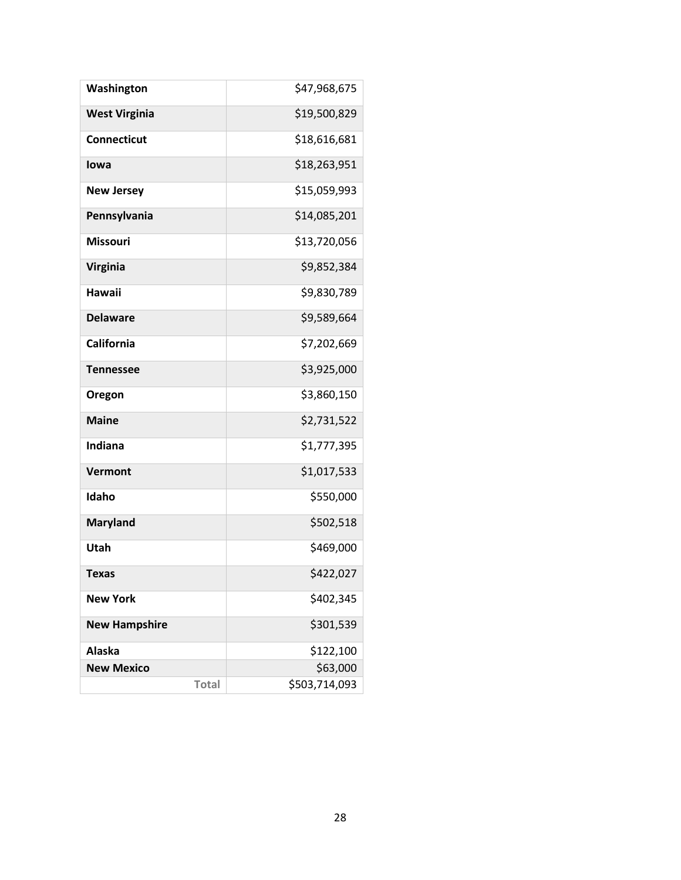| | |
|---|---|
| **Washington** | $47,968,675 |
| **West Virginia** | $19,500,829 |
| **Connecticut** | $18,616,681 |
| **Iowa** | $18,263,951 |
| **New Jersey** | $15,059,993 |
| **Pennsylvania** | $14,085,201 |
| **Missouri** | $13,720,056 |
| **Virginia** | $9,852,384 |
| **Hawaii** | $9,830,789 |
| **Delaware** | $9,589,664 |
| **California** | $7,202,669 |
| **Tennessee** | $3,925,000 |
| **Oregon** | $3,860,150 |
| **Maine** | $2,731,522 |
| **Indiana** | $1,777,395 |
| **Vermont** | $1,017,533 |
| **Idaho** | $550,000 |
| **Maryland** | $502,518 |
| **Utah** | $469,000 |
| **Texas** | $422,027 |
| **New York** | $402,345 |
| **New Hampshire** | $301,539 |
| **Alaska** | $122,100 |
| **New Mexico** | $63,000 |
| **Total** | $503,714,093 |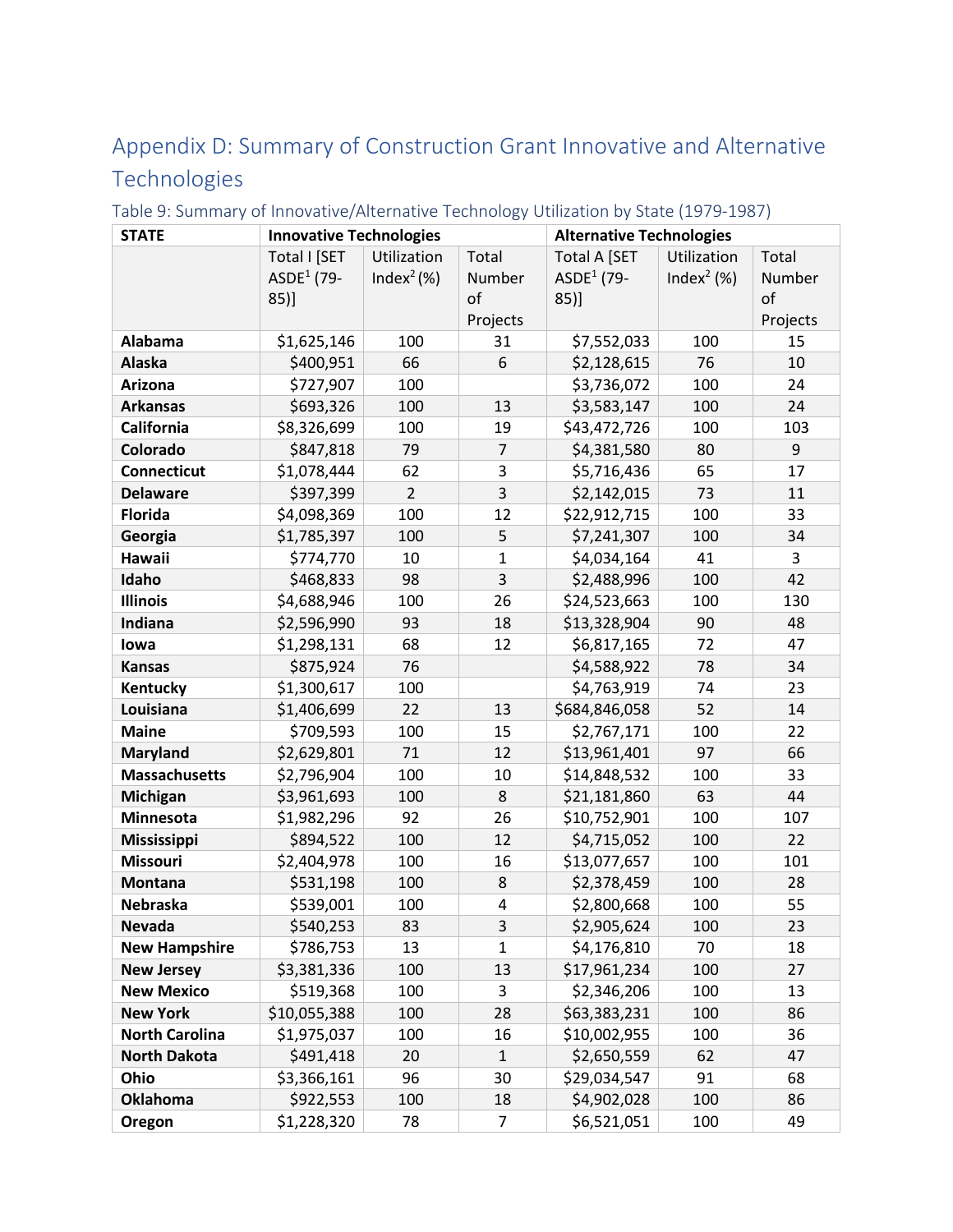## Appendix D: Summary of Construction Grant Innovative and Alternative Technologies

### Table 9: Summary of Innovative/Alternative Technology Utilization by State (1979-1987)

| STATE | Innovative Technologies | | | Alternative Technologies | | |
|---|---|---|---|---|---|---|
| | Total I [SET ASDE[1] (79-85)] | Utilization Index[2] (%) | Total Number of Projects | Total A [SET ASDE[1] (79-85)] | Utilization Index[2] (%) | Total Number of Projects |
| **Alabama** | $1,625,146 | 100 | 31 | $7,552,033 | 100 | 15 |
| **Alaska** | $400,951 | 66 | 6 | $2,128,615 | 76 | 10 |
| **Arizona** | $727,907 | 100 | | $3,736,072 | 100 | 24 |
| **Arkansas** | $693,326 | 100 | 13 | $3,583,147 | 100 | 24 |
| **California** | $8,326,699 | 100 | 19 | $43,472,726 | 100 | 103 |
| **Colorado** | $847,818 | 79 | 7 | $4,381,580 | 80 | 9 |
| **Connecticut** | $1,078,444 | 62 | 3 | $5,716,436 | 65 | 17 |
| **Delaware** | $397,399 | 2 | 3 | $2,142,015 | 73 | 11 |
| **Florida** | $4,098,369 | 100 | 12 | $22,912,715 | 100 | 33 |
| **Georgia** | $1,785,397 | 100 | 5 | $7,241,307 | 100 | 34 |
| **Hawaii** | $774,770 | 10 | 1 | $4,034,164 | 41 | 3 |
| **Idaho** | $468,833 | 98 | 3 | $2,488,996 | 100 | 42 |
| **Illinois** | $4,688,946 | 100 | 26 | $24,523,663 | 100 | 130 |
| **Indiana** | $2,596,990 | 93 | 18 | $13,328,904 | 90 | 48 |
| **Iowa** | $1,298,131 | 68 | 12 | $6,817,165 | 72 | 47 |
| **Kansas** | $875,924 | 76 | | $4,588,922 | 78 | 34 |
| **Kentucky** | $1,300,617 | 100 | | $4,763,919 | 74 | 23 |
| **Louisiana** | $1,406,699 | 22 | 13 | $684,846,058 | 52 | 14 |
| **Maine** | $709,593 | 100 | 15 | $2,767,171 | 100 | 22 |
| **Maryland** | $2,629,801 | 71 | 12 | $13,961,401 | 97 | 66 |
| **Massachusetts** | $2,796,904 | 100 | 10 | $14,848,532 | 100 | 33 |
| **Michigan** | $3,961,693 | 100 | 8 | $21,181,860 | 63 | 44 |
| **Minnesota** | $1,982,296 | 92 | 26 | $10,752,901 | 100 | 107 |
| **Mississippi** | $894,522 | 100 | 12 | $4,715,052 | 100 | 22 |
| **Missouri** | $2,404,978 | 100 | 16 | $13,077,657 | 100 | 101 |
| **Montana** | $531,198 | 100 | 8 | $2,378,459 | 100 | 28 |
| **Nebraska** | $539,001 | 100 | 4 | $2,800,668 | 100 | 55 |
| **Nevada** | $540,253 | 83 | 3 | $2,905,624 | 100 | 23 |
| **New Hampshire** | $786,753 | 13 | 1 | $4,176,810 | 70 | 18 |
| **New Jersey** | $3,381,336 | 100 | 13 | $17,961,234 | 100 | 27 |
| **New Mexico** | $519,368 | 100 | 3 | $2,346,206 | 100 | 13 |
| **New York** | $10,055,388 | 100 | 28 | $63,383,231 | 100 | 86 |
| **North Carolina** | $1,975,037 | 100 | 16 | $10,002,955 | 100 | 36 |
| **North Dakota** | $491,418 | 20 | 1 | $2,650,559 | 62 | 47 |
| **Ohio** | $3,366,161 | 96 | 30 | $29,034,547 | 91 | 68 |
| **Oklahoma** | $922,553 | 100 | 18 | $4,902,028 | 100 | 86 |
| **Oregon** | $1,228,320 | 78 | 7 | $6,521,051 | 100 | 49 |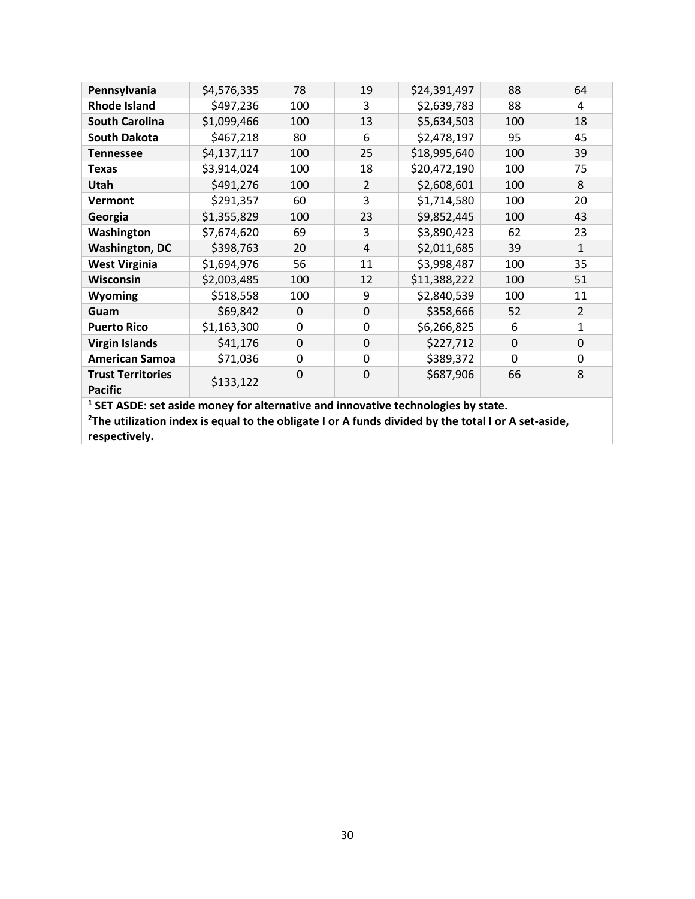| | | | | | | |
|---|---|---|---|---|---|---|
| **Pennsylvania** | $4,576,335 | 78 | 19 | $24,391,497 | 88 | 64 |
| **Rhode Island** | $497,236 | 100 | 3 | $2,639,783 | 88 | 4 |
| **South Carolina** | $1,099,466 | 100 | 13 | $5,634,503 | 100 | 18 |
| **South Dakota** | $467,218 | 80 | 6 | $2,478,197 | 95 | 45 |
| **Tennessee** | $4,137,117 | 100 | 25 | $18,995,640 | 100 | 39 |
| **Texas** | $3,914,024 | 100 | 18 | $20,472,190 | 100 | 75 |
| **Utah** | $491,276 | 100 | 2 | $2,608,601 | 100 | 8 |
| **Vermont** | $291,357 | 60 | 3 | $1,714,580 | 100 | 20 |
| **Georgia** | $1,355,829 | 100 | 23 | $9,852,445 | 100 | 43 |
| **Washington** | $7,674,620 | 69 | 3 | $3,890,423 | 62 | 23 |
| **Washington, DC** | $398,763 | 20 | 4 | $2,011,685 | 39 | 1 |
| **West Virginia** | $1,694,976 | 56 | 11 | $3,998,487 | 100 | 35 |
| **Wisconsin** | $2,003,485 | 100 | 12 | $11,388,222 | 100 | 51 |
| **Wyoming** | $518,558 | 100 | 9 | $2,840,539 | 100 | 11 |
| **Guam** | $69,842 | 0 | 0 | $358,666 | 52 | 2 |
| **Puerto Rico** | $1,163,300 | 0 | 0 | $6,266,825 | 6 | 1 |
| **Virgin Islands** | $41,176 | 0 | 0 | $227,712 | 0 | 0 |
| **American Samoa** | $71,036 | 0 | 0 | $389,372 | 0 | 0 |
| **Trust Territories Pacific** | $133,122 | 0 | 0 | $687,906 | 66 | 8 |

**[1] SET ASDE: set aside money for alternative and innovative technologies by state.**

**[2] The utilization index is equal to the obligate I or A funds divided by the total I or A set-aside, respectively.**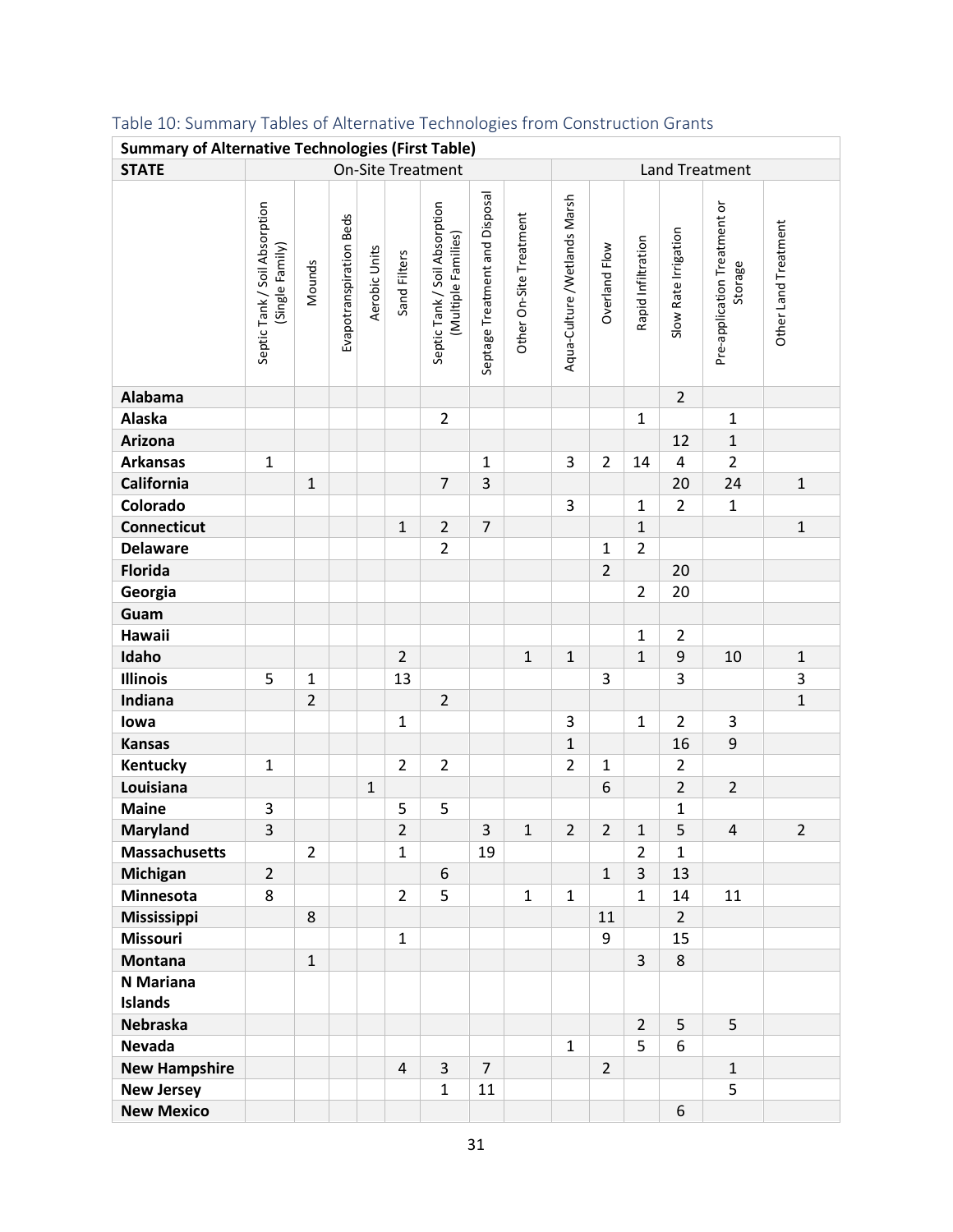### Table 10: Summary Tables of Alternative Technologies from Construction Grants

| Summary of Alternative Technologies (First Table) | | | | | | | | | | | | | | |
|---|---|---|---|---|---|---|---|---|---|---|---|---|---|---|
| STATE | On-Site Treatment | | | | | | | | Land Treatment | | | | | |
| | Septic Tank / Soil Absorption (Single Family) | Mounds | Evapotranspiration Beds | Aerobic Units | Sand Filters | Septic Tank / Soil Absorption (Multiple Families) | Septage Treatment and Disposal | Other On-Site Treatment | Aqua-Culture /Wetlands Marsh | Overland Flow | Rapid Infiltration | Slow Rate Irrigation | Pre-application Treatment or Storage | Other Land Treatment |
| **Alabama** | | | | | | | | | | | | 2 | | |
| **Alaska** | | | | | | 2 | | | | | 1 | | 1 | |
| **Arizona** | | | | | | | | | | | | 12 | 1 | |
| **Arkansas** | 1 | | | | | | 1 | | 3 | 2 | 14 | 4 | 2 | |
| **California** | | 1 | | | | 7 | 3 | | | | | 20 | 24 | 1 |
| **Colorado** | | | | | | | | | 3 | | 1 | 2 | 1 | |
| **Connecticut** | | | | | 1 | 2 | 7 | | | | 1 | | | 1 |
| **Delaware** | | | | | | 2 | | | | 1 | 2 | | | |
| **Florida** | | | | | | | | | | 2 | | 20 | | |
| **Georgia** | | | | | | | | | | | 2 | 20 | | |
| **Guam** | | | | | | | | | | | | | | |
| **Hawaii** | | | | | | | | | | | 1 | 2 | | |
| **Idaho** | | | | | 2 | | | 1 | 1 | | 1 | 9 | 10 | 1 |
| **Illinois** | 5 | 1 | | | 13 | | | | | 3 | | 3 | | 3 |
| **Indiana** | | 2 | | | | 2 | | | | | | | | 1 |
| **Iowa** | | | | | 1 | | | | 3 | | 1 | 2 | 3 | |
| **Kansas** | | | | | | | | | 1 | | | 16 | 9 | |
| **Kentucky** | 1 | | | | 2 | 2 | | | 2 | 1 | | 2 | | |
| **Louisiana** | | | | 1 | | | | | | 6 | | 2 | 2 | |
| **Maine** | 3 | | | | 5 | 5 | | | | | | 1 | | |
| **Maryland** | 3 | | | | 2 | | 3 | 1 | 2 | 2 | 1 | 5 | 4 | 2 |
| **Massachusetts** | | 2 | | | 1 | | 19 | | | | 2 | 1 | | |
| **Michigan** | 2 | | | | | 6 | | | | 1 | 3 | 13 | | |
| **Minnesota** | 8 | | | | 2 | 5 | | 1 | 1 | | 1 | 14 | 11 | |
| **Mississippi** | | 8 | | | | | | | | 11 | | 2 | | |
| **Missouri** | | | | | 1 | | | | | 9 | | 15 | | |
| **Montana** | | 1 | | | | | | | | | 3 | 8 | | |
| **N Mariana Islands** | | | | | | | | | | | | | | |
| **Nebraska** | | | | | | | | | | | 2 | 5 | 5 | |
| **Nevada** | | | | | | | | | 1 | | 5 | 6 | | |
| **New Hampshire** | | | | | 4 | 3 | 7 | | | 2 | | | 1 | |
| **New Jersey** | | | | | | 1 | 11 | | | | | | 5 | |
| **New Mexico** | | | | | | | | | | | | 6 | | |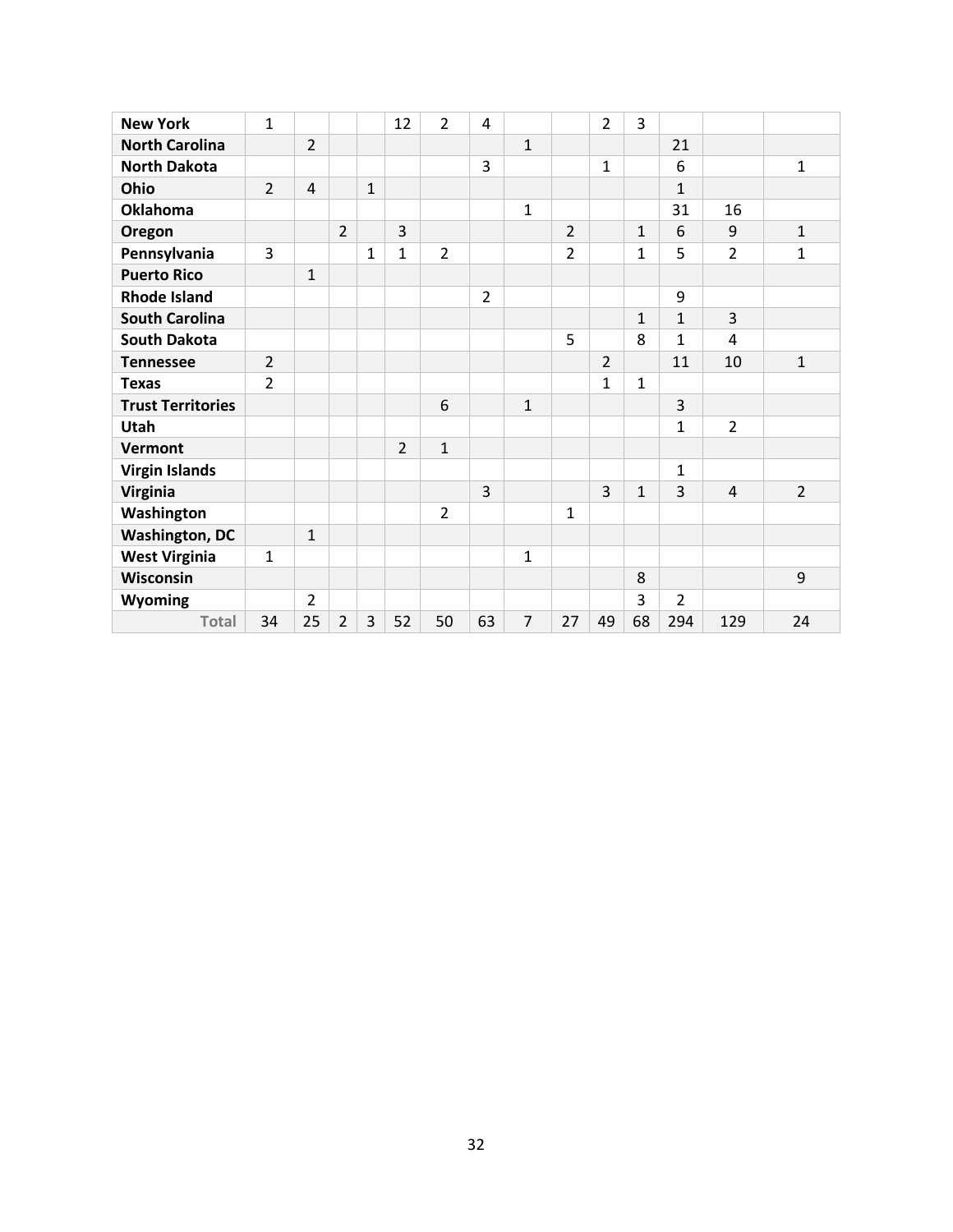| | | | | | | | | | | | | | | |
|---|---|---|---|---|---|---|---|---|---|---|---|---|---|---|
| **New York** | 1 | | | | 12 | 2 | 4 | | | 2 | 3 | | | |
| **North Carolina** | | 2 | | | | | | 1 | | | | 21 | | |
| **North Dakota** | | | | | | | 3 | | | 1 | | 6 | | 1 |
| **Ohio** | 2 | 4 | | 1 | | | | | | | | 1 | | |
| **Oklahoma** | | | | | | | | 1 | | | | 31 | 16 | |
| **Oregon** | | | 2 | | 3 | | | | 2 | | 1 | 6 | 9 | 1 |
| **Pennsylvania** | 3 | | | 1 | 1 | 2 | | | 2 | | 1 | 5 | 2 | 1 |
| **Puerto Rico** | | 1 | | | | | | | | | | | | |
| **Rhode Island** | | | | | | | 2 | | | | | 9 | | |
| **South Carolina** | | | | | | | | | | | 1 | 1 | 3 | |
| **South Dakota** | | | | | | | | | 5 | | 8 | 1 | 4 | |
| **Tennessee** | 2 | | | | | | | | | 2 | | 11 | 10 | 1 |
| **Texas** | 2 | | | | | | | | | 1 | 1 | | | |
| **Trust Territories** | | | | | | 6 | | 1 | | | | 3 | | |
| **Utah** | | | | | | | | | | | | 1 | 2 | |
| **Vermont** | | | | | 2 | 1 | | | | | | | | |
| **Virgin Islands** | | | | | | | | | | | | 1 | | |
| **Virginia** | | | | | | | 3 | | | 3 | 1 | 3 | 4 | 2 |
| **Washington** | | | | | | 2 | | | 1 | | | | | |
| **Washington, DC** | | 1 | | | | | | | | | | | | |
| **West Virginia** | 1 | | | | | | | 1 | | | | | | |
| **Wisconsin** | | | | | | | | | | | 8 | | | 9 |
| **Wyoming** | | 2 | | | | | | | | | 3 | 2 | | |
| **Total** | 34 | 25 | 2 | 3 | 52 | 50 | 63 | 7 | 27 | 49 | 68 | 294 | 129 | 24 |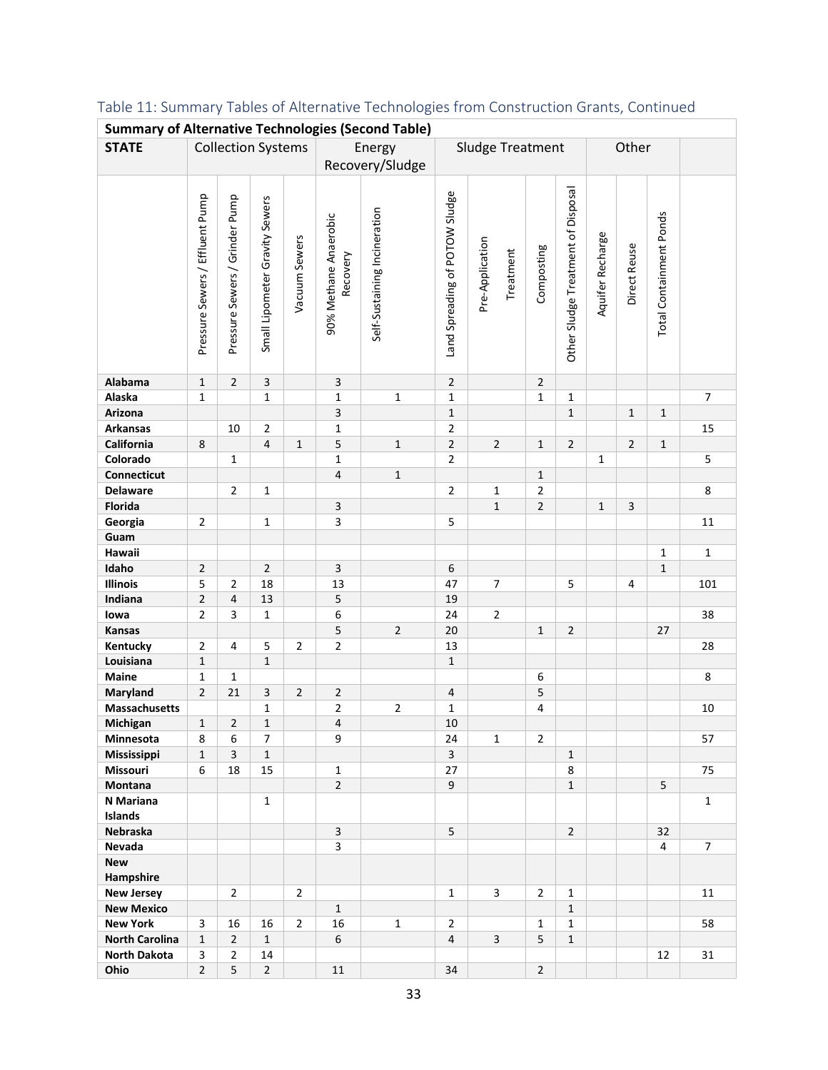## Table 11: Summary Tables of Alternative Technologies from Construction Grants, Continued

| **Summary of Alternative Technologies (Second Table)** | | | | | | | | | | | | | | |
|---|---|---|---|---|---|---|---|---|---|---|---|---|---|---|
| **STATE** | Collection Systems | | | | Energy Recovery/Sludge | | Sludge Treatment | | | | Other | | | |
| | Pressure Sewers / Effluent Pump | Pressure Sewers / Grinder Pump | Small Lipometer Gravity Sewers | Vacuum Sewers | 90% Methane Anaerobic Recovery | Self-Sustaining Incineration | Land Spreading of POTOW Sludge | Pre-Application Treatment | Composting | Other Sludge Treatment of Disposal | Aquifer Recharge | Direct Reuse | Total Containment Ponds | |
| **Alabama** | 1 | 2 | 3 | | 3 | | 2 | | 2 | | | | | |
| **Alaska** | 1 | | 1 | | 1 | 1 | 1 | | 1 | 1 | | | | 7 |
| **Arizona** | | | | | 3 | | 1 | | | 1 | | 1 | 1 | |
| **Arkansas** | | 10 | 2 | | 1 | | 2 | | | | | | | 15 |
| **California** | 8 | | 4 | 1 | 5 | 1 | 2 | 2 | 1 | 2 | | 2 | 1 | |
| **Colorado** | | 1 | | | 1 | | 2 | | | | 1 | | | 5 |
| **Connecticut** | | | | | 4 | 1 | | | 1 | | | | | |
| **Delaware** | | 2 | 1 | | | | 2 | 1 | 2 | | | | | 8 |
| **Florida** | | | | | 3 | | | 1 | 2 | | 1 | 3 | | |
| **Georgia** | 2 | | 1 | | 3 | | 5 | | | | | | | 11 |
| **Guam** | | | | | | | | | | | | | | |
| **Hawaii** | | | | | | | | | | | | | 1 | 1 |
| **Idaho** | 2 | | 2 | | 3 | | 6 | | | | | | 1 | |
| **Illinois** | 5 | 2 | 18 | | 13 | | 47 | 7 | | 5 | | 4 | | 101 |
| **Indiana** | 2 | 4 | 13 | | 5 | | 19 | | | | | | | |
| **Iowa** | 2 | 3 | 1 | | 6 | | 24 | 2 | | | | | | 38 |
| **Kansas** | | | | | 5 | 2 | 20 | | 1 | 2 | | | 27 | |
| **Kentucky** | 2 | 4 | 5 | 2 | 2 | | 13 | | | | | | | 28 |
| **Louisiana** | 1 | | 1 | | | | 1 | | | | | | | |
| **Maine** | 1 | 1 | | | | | | | 6 | | | | | 8 |
| **Maryland** | 2 | 21 | 3 | 2 | 2 | | 4 | | 5 | | | | | |
| **Massachusetts** | | | 1 | | 2 | 2 | 1 | | 4 | | | | | 10 |
| **Michigan** | 1 | 2 | 1 | | 4 | | 10 | | | | | | | |
| **Minnesota** | 8 | 6 | 7 | | 9 | | 24 | 1 | 2 | | | | | 57 |
| **Mississippi** | 1 | 3 | 1 | | | | 3 | | | 1 | | | | |
| **Missouri** | 6 | 18 | 15 | | 1 | | 27 | | | 8 | | | | 75 |
| **Montana** | | | | | 2 | | 9 | | | 1 | | | 5 | |
| **N Mariana Islands** | | | 1 | | | | | | | | | | | 1 |
| **Nebraska** | | | | | 3 | | 5 | | | 2 | | | 32 | |
| **Nevada** | | | | | 3 | | | | | | | | 4 | 7 |
| **New Hampshire** | | | | | | | | | | | | | | |
| **New Jersey** | | 2 | | 2 | | | 1 | 3 | 2 | 1 | | | | 11 |
| **New Mexico** | | | | | 1 | | | | | 1 | | | | |
| **New York** | 3 | 16 | 16 | 2 | 16 | 1 | 2 | | 1 | 1 | | | | 58 |
| **North Carolina** | 1 | 2 | 1 | | 6 | | 4 | 3 | 5 | 1 | | | | |
| **North Dakota** | 3 | 2 | 14 | | | | | | | | | | 12 | 31 |
| **Ohio** | 2 | 5 | 2 | | 11 | | 34 | | 2 | | | | | |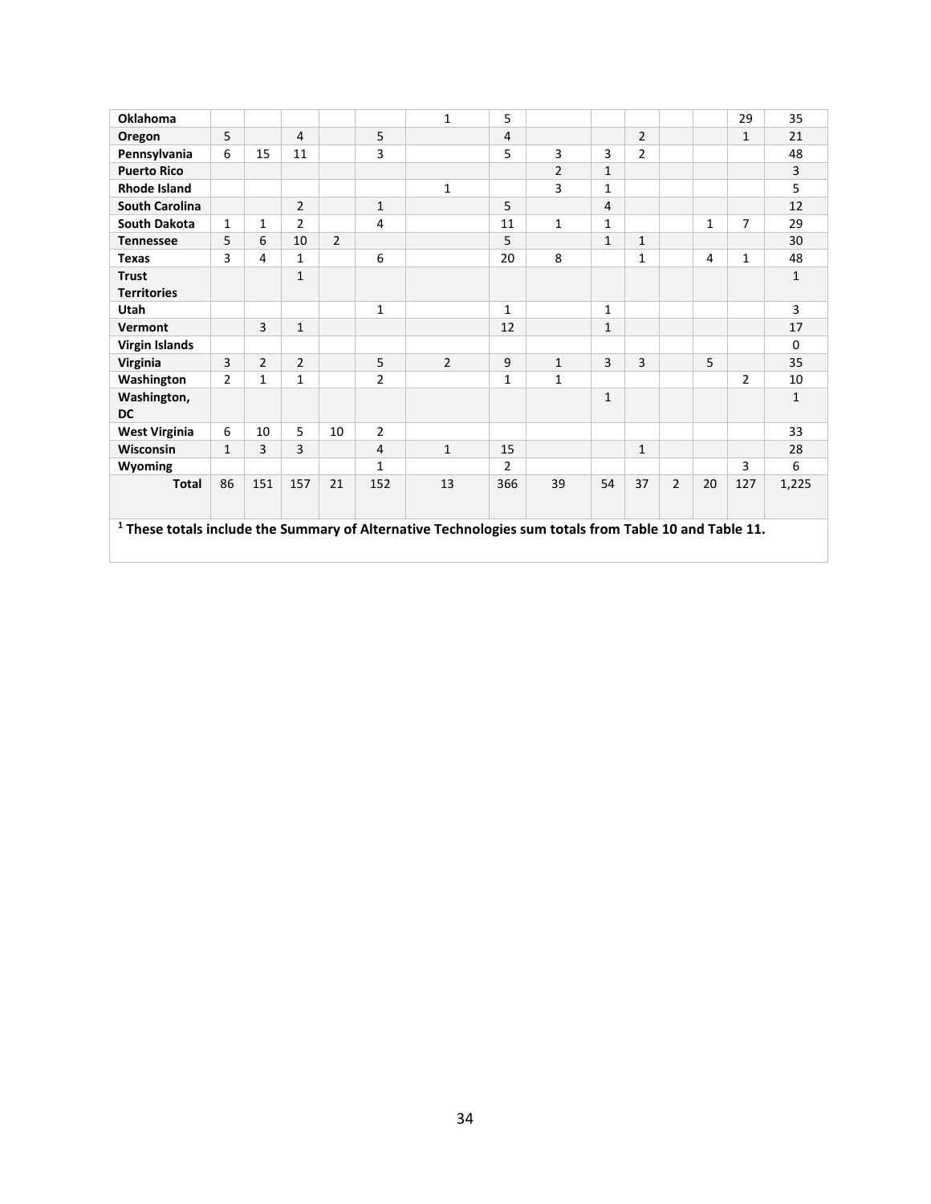| | | | | | | | | | | | | | | |
|---|---|---|---|---|---|---|---|---|---|---|---|---|---|---|
| **Oklahoma** | | | | | | 1 | 5 | | | | | | 29 | 35 |
| **Oregon** | 5 | | 4 | | 5 | | 4 | | | 2 | | | 1 | 21 |
| **Pennsylvania** | 6 | 15 | 11 | | 3 | | 5 | 3 | 3 | 2 | | | | 48 |
| **Puerto Rico** | | | | | | | | 2 | 1 | | | | | 3 |
| **Rhode Island** | | | | | | 1 | | 3 | 1 | | | | | 5 |
| **South Carolina** | | | 2 | | 1 | | 5 | | 4 | | | | | 12 |
| **South Dakota** | 1 | 1 | 2 | | 4 | | 11 | 1 | 1 | | | 1 | 7 | 29 |
| **Tennessee** | 5 | 6 | 10 | 2 | | | 5 | | 1 | 1 | | | | 30 |
| **Texas** | 3 | 4 | 1 | | 6 | | 20 | 8 | | 1 | | 4 | 1 | 48 |
| **Trust Territories** | | | 1 | | | | | | | | | | | 1 |
| **Utah** | | | | | 1 | | 1 | | 1 | | | | | 3 |
| **Vermont** | | 3 | 1 | | | | 12 | | 1 | | | | | 17 |
| **Virgin Islands** | | | | | | | | | | | | | | 0 |
| **Virginia** | 3 | 2 | 2 | | 5 | 2 | 9 | 1 | 3 | 3 | | 5 | | 35 |
| **Washington** | 2 | 1 | 1 | | 2 | | 1 | 1 | | | | | 2 | 10 |
| **Washington, DC** | | | | | | | | | 1 | | | | | 1 |
| **West Virginia** | 6 | 10 | 5 | 10 | 2 | | | | | | | | | 33 |
| **Wisconsin** | 1 | 3 | 3 | | 4 | 1 | 15 | | | 1 | | | | 28 |
| **Wyoming** | | | | | 1 | | 2 | | | | | | 3 | 6 |
| **Total** | 86 | 151 | 157 | 21 | 152 | 13 | 366 | 39 | 54 | 37 | 2 | 20 | 127 | 1,225 |

**[1] These totals include the Summary of Alternative Technologies sum totals from Table 10 and Table 11.**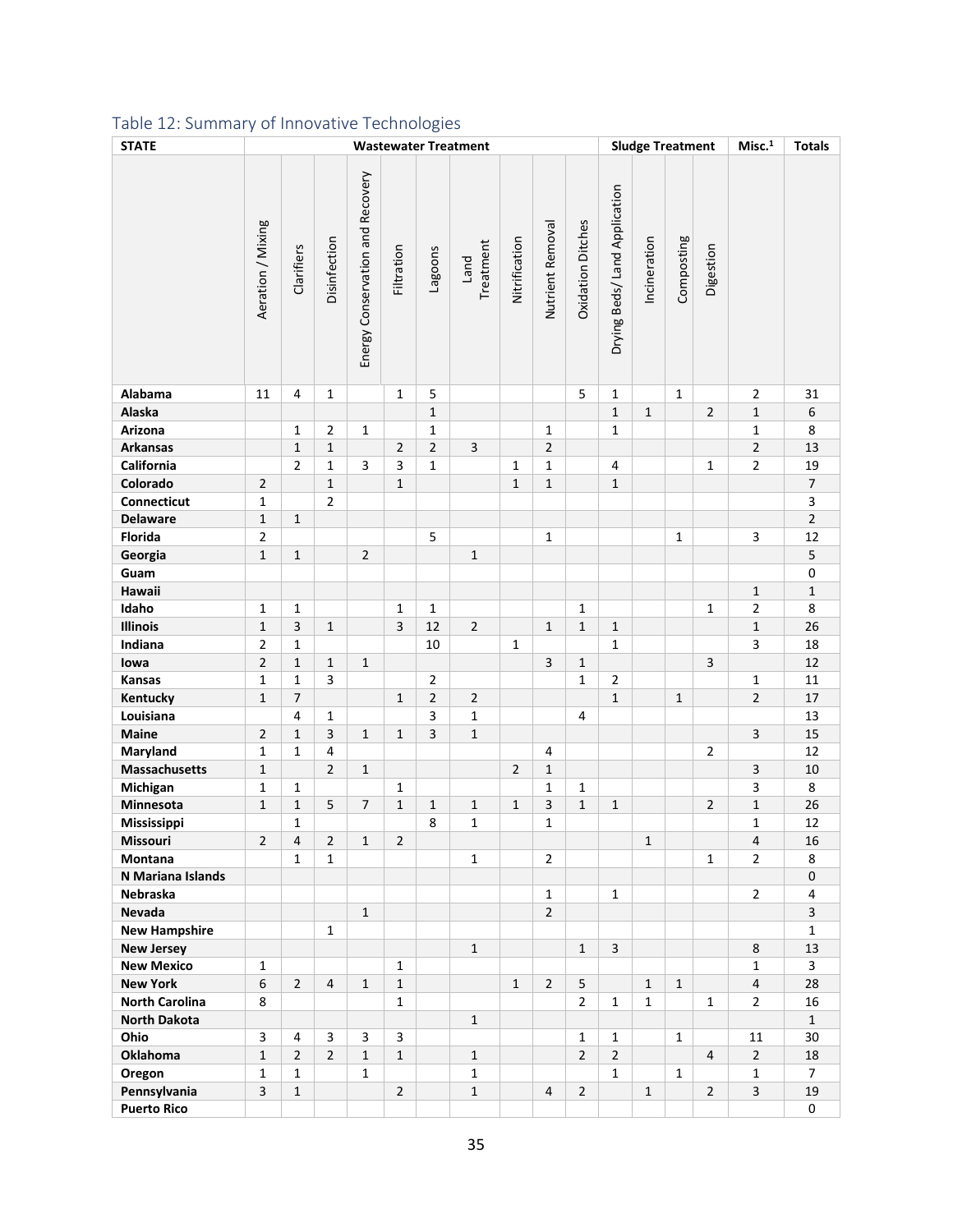## Table 12: Summary of Innovative Technologies

| STATE | Wastewater Treatment | | | | | | | | | | Sludge Treatment | | | | Misc.[1] | Totals |
|---|---|---|---|---|---|---|---|---|---|---|---|---|---|---|---|---|
| | Aeration / Mixing | Clarifiers | Disinfection | Energy Conservation and Recovery | Filtration | Lagoons | Land Treatment | Nitrification | Nutrient Removal | Oxidation Ditches | Drying Beds/ Land Application | Incineration | Composting | Digestion | | |
| **Alabama** | 11 | 4 | 1 | | 1 | 5 | | | | 5 | 1 | | 1 | | 2 | 31 |
| **Alaska** | | | | | | 1 | | | | | 1 | 1 | | 2 | 1 | 6 |
| **Arizona** | | 1 | 2 | 1 | | 1 | | | 1 | | 1 | | | | 1 | 8 |
| **Arkansas** | | 1 | 1 | | 2 | 2 | 3 | | 2 | | | | | | 2 | 13 |
| **California** | | 2 | 1 | 3 | 3 | 1 | | 1 | 1 | | 4 | | | 1 | 2 | 19 |
| **Colorado** | 2 | | 1 | | 1 | | | 1 | 1 | | 1 | | | | | 7 |
| **Connecticut** | 1 | | 2 | | | | | | | | | | | | | 3 |
| **Delaware** | 1 | 1 | | | | | | | | | | | | | | 2 |
| **Florida** | 2 | | | | | 5 | | | 1 | | | | 1 | | 3 | 12 |
| **Georgia** | 1 | 1 | | 2 | | | 1 | | | | | | | | | 5 |
| **Guam** | | | | | | | | | | | | | | | | 0 |
| **Hawaii** | | | | | | | | | | | | | | | 1 | 1 |
| **Idaho** | 1 | 1 | | | 1 | 1 | | | | 1 | | | | 1 | 2 | 8 |
| **Illinois** | 1 | 3 | 1 | | 3 | 12 | 2 | | 1 | 1 | 1 | | | | 1 | 26 |
| **Indiana** | 2 | 1 | | | | 10 | | 1 | | | 1 | | | | 3 | 18 |
| **Iowa** | 2 | 1 | 1 | 1 | | | | | 3 | 1 | | | | 3 | | 12 |
| **Kansas** | 1 | 1 | 3 | | | 2 | | | | 1 | 2 | | | | 1 | 11 |
| **Kentucky** | 1 | 7 | | | 1 | 2 | 2 | | | | 1 | | 1 | | 2 | 17 |
| **Louisiana** | | 4 | 1 | | | 3 | 1 | | | 4 | | | | | | 13 |
| **Maine** | 2 | 1 | 3 | 1 | 1 | 3 | 1 | | | | | | | | 3 | 15 |
| **Maryland** | 1 | 1 | 4 | | | | | | 4 | | | | | 2 | | 12 |
| **Massachusetts** | 1 | | 2 | 1 | | | | 2 | 1 | | | | | | 3 | 10 |
| **Michigan** | 1 | 1 | | | 1 | | | | 1 | 1 | | | | | 3 | 8 |
| **Minnesota** | 1 | 1 | 5 | 7 | 1 | 1 | 1 | 1 | 3 | 1 | 1 | | | 2 | 1 | 26 |
| **Mississippi** | | 1 | | | | 8 | 1 | | 1 | | | | | | 1 | 12 |
| **Missouri** | 2 | 4 | 2 | 1 | 2 | | | | | | | 1 | | | 4 | 16 |
| **Montana** | | 1 | 1 | | | | 1 | | 2 | | | | | 1 | 2 | 8 |
| **N Mariana Islands** | | | | | | | | | | | | | | | | 0 |
| **Nebraska** | | | | | | | | | 1 | | 1 | | | | 2 | 4 |
| **Nevada** | | | | 1 | | | | | 2 | | | | | | | 3 |
| **New Hampshire** | | | 1 | | | | | | | | | | | | | 1 |
| **New Jersey** | | | | | | | 1 | | | 1 | 3 | | | | 8 | 13 |
| **New Mexico** | 1 | | | | 1 | | | | | | | | | | 1 | 3 |
| **New York** | 6 | 2 | 4 | 1 | 1 | | | 1 | 2 | 5 | | 1 | 1 | | 4 | 28 |
| **North Carolina** | 8 | | | | 1 | | | | | 2 | 1 | 1 | | 1 | 2 | 16 |
| **North Dakota** | | | | | | | 1 | | | | | | | | | 1 |
| **Ohio** | 3 | 4 | 3 | 3 | 3 | | | | | 1 | 1 | | 1 | | 11 | 30 |
| **Oklahoma** | 1 | 2 | 2 | 1 | 1 | | 1 | | | 2 | 2 | | | 4 | 2 | 18 |
| **Oregon** | 1 | 1 | | 1 | | | 1 | | | | 1 | | 1 | | 1 | 7 |
| **Pennsylvania** | 3 | 1 | | | 2 | | 1 | | 4 | 2 | | 1 | | 2 | 3 | 19 |
| **Puerto Rico** | | | | | | | | | | | | | | | | 0 |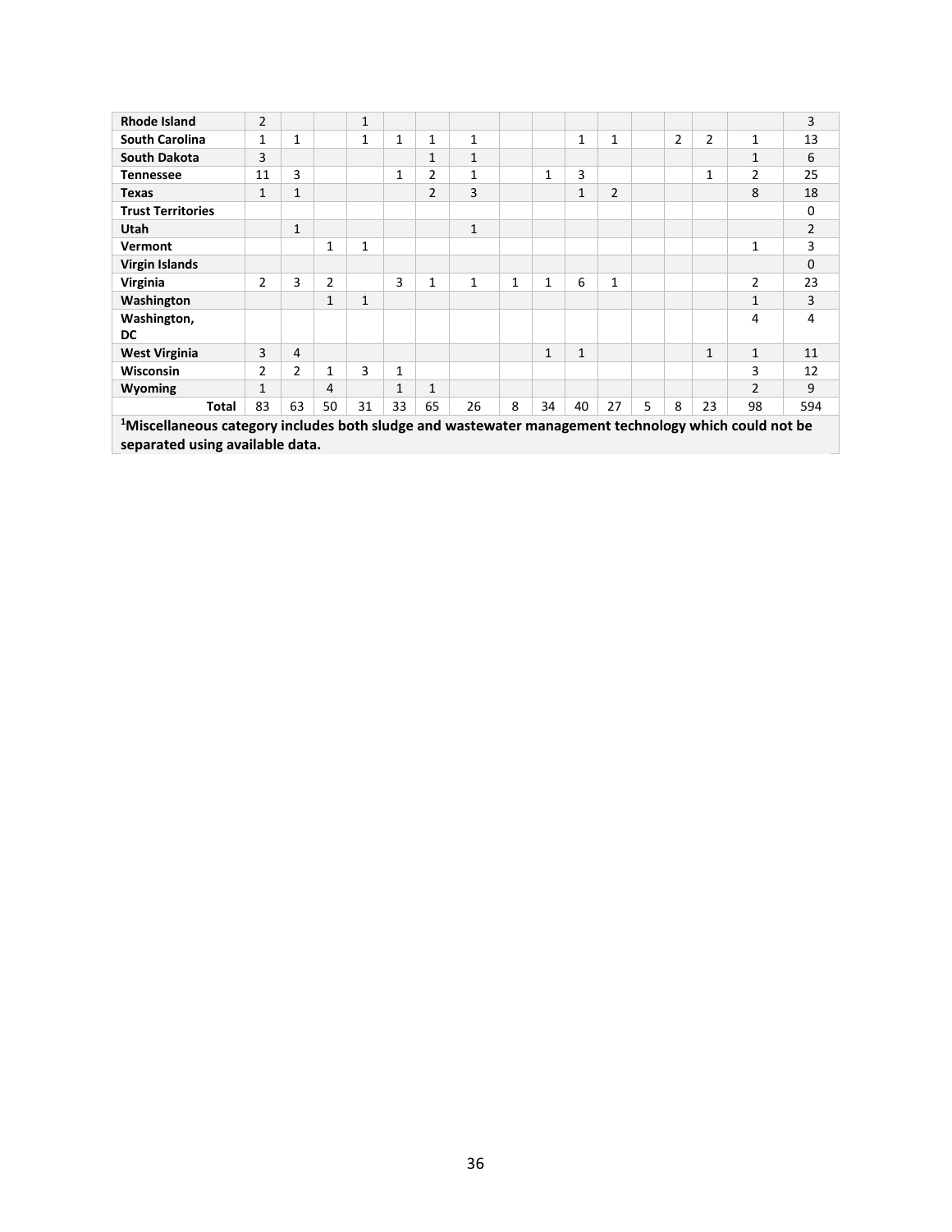| | | | | | | | | | | | | | | | | |
|---|---|---|---|---|---|---|---|---|---|---|---|---|---|---|---|---|
| **Rhode Island** | 2 | | | 1 | | | | | | | | | | | | 3 |
| **South Carolina** | 1 | 1 | | 1 | 1 | 1 | 1 | | | 1 | 1 | | 2 | 2 | 1 | 13 |
| **South Dakota** | 3 | | | | | 1 | 1 | | | | | | | | 1 | 6 |
| **Tennessee** | 11 | 3 | | | 1 | 2 | 1 | | 1 | 3 | | | | 1 | 2 | 25 |
| **Texas** | 1 | 1 | | | | 2 | 3 | | | 1 | 2 | | | | 8 | 18 |
| **Trust Territories** | | | | | | | | | | | | | | | | 0 |
| **Utah** | | 1 | | | | | 1 | | | | | | | | | 2 |
| **Vermont** | | | 1 | 1 | | | | | | | | | | | 1 | 3 |
| **Virgin Islands** | | | | | | | | | | | | | | | | 0 |
| **Virginia** | 2 | 3 | 2 | | 3 | 1 | 1 | 1 | 1 | 6 | 1 | | | | 2 | 23 |
| **Washington** | | | 1 | 1 | | | | | | | | | | | 1 | 3 |
| **Washington, DC** | | | | | | | | | | | | | | | 4 | 4 |
| **West Virginia** | 3 | 4 | | | | | | | 1 | 1 | | | | 1 | 1 | 11 |
| **Wisconsin** | 2 | 2 | 1 | 3 | 1 | | | | | | | | | | 3 | 12 |
| **Wyoming** | 1 | | 4 | | 1 | 1 | | | | | | | | | 2 | 9 |
| **Total** | 83 | 63 | 50 | 31 | 33 | 65 | 26 | 8 | 34 | 40 | 27 | 5 | 8 | 23 | 98 | 594 |

**[1]Miscellaneous category includes both sludge and wastewater management technology which could not be separated using available data.**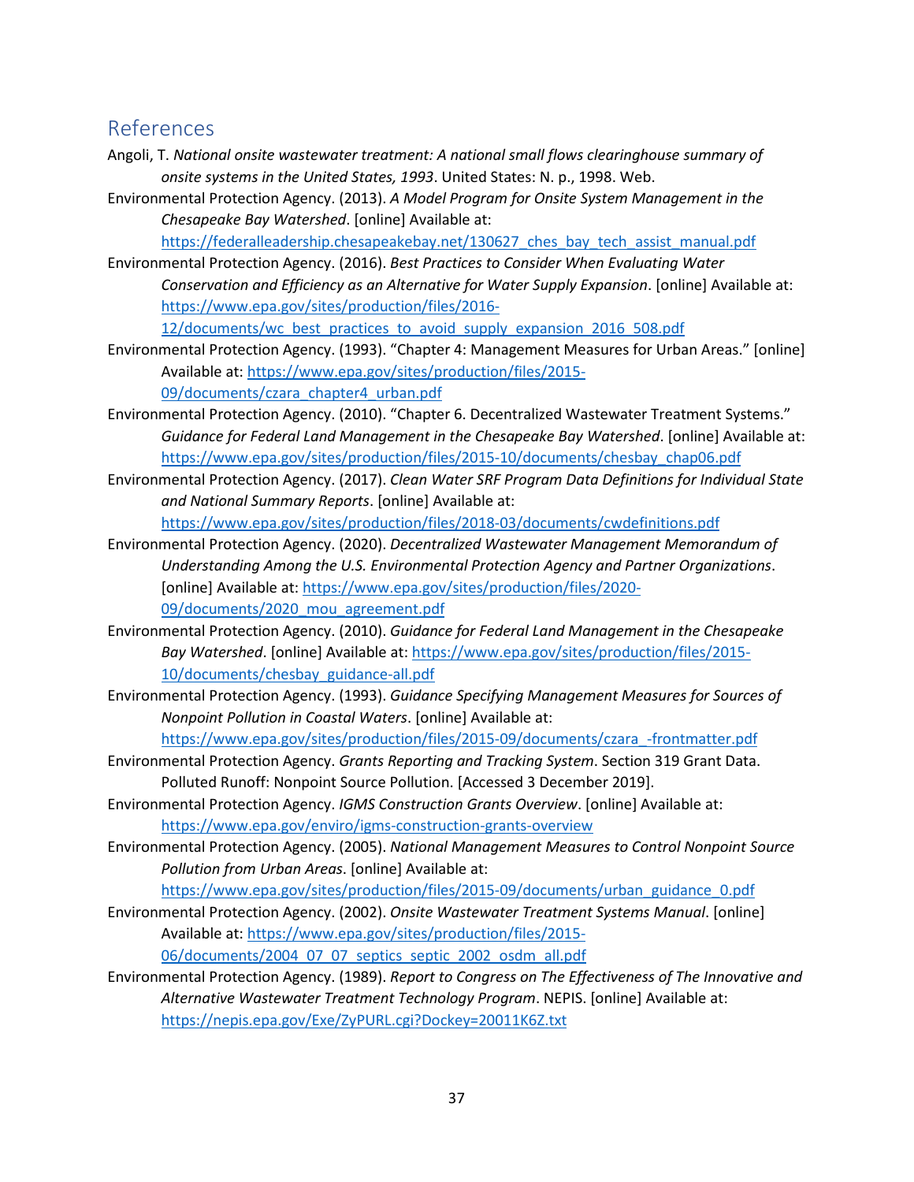## References

Angoli, T. *National onsite wastewater treatment: A national small flows clearinghouse summary of onsite systems in the United States, 1993*. United States: N. p., 1998. Web.

Environmental Protection Agency. (2013). *A Model Program for Onsite System Management in the Chesapeake Bay Watershed*. [online] Available at: https://federalleadership.chesapeakebay.net/130627_ches_bay_tech_assist_manual.pdf

Environmental Protection Agency. (2016). *Best Practices to Consider When Evaluating Water Conservation and Efficiency as an Alternative for Water Supply Expansion*. [online] Available at: https://www.epa.gov/sites/production/files/2016-12/documents/wc_best_practices_to_avoid_supply_expansion_2016_508.pdf

Environmental Protection Agency. (1993). "Chapter 4: Management Measures for Urban Areas." [online] Available at: https://www.epa.gov/sites/production/files/2015-09/documents/czara_chapter4_urban.pdf

Environmental Protection Agency. (2010). "Chapter 6. Decentralized Wastewater Treatment Systems." *Guidance for Federal Land Management in the Chesapeake Bay Watershed*. [online] Available at: https://www.epa.gov/sites/production/files/2015-10/documents/chesbay_chap06.pdf

Environmental Protection Agency. (2017). *Clean Water SRF Program Data Definitions for Individual State and National Summary Reports*. [online] Available at: https://www.epa.gov/sites/production/files/2018-03/documents/cwdefinitions.pdf

Environmental Protection Agency. (2020). *Decentralized Wastewater Management Memorandum of Understanding Among the U.S. Environmental Protection Agency and Partner Organizations*. [online] Available at: https://www.epa.gov/sites/production/files/2020-09/documents/2020_mou_agreement.pdf

Environmental Protection Agency. (2010). *Guidance for Federal Land Management in the Chesapeake Bay Watershed*. [online] Available at: https://www.epa.gov/sites/production/files/2015-10/documents/chesbay_guidance-all.pdf

Environmental Protection Agency. (1993). *Guidance Specifying Management Measures for Sources of Nonpoint Pollution in Coastal Waters*. [online] Available at: https://www.epa.gov/sites/production/files/2015-09/documents/czara_-frontmatter.pdf

Environmental Protection Agency. *Grants Reporting and Tracking System*. Section 319 Grant Data. Polluted Runoff: Nonpoint Source Pollution. [Accessed 3 December 2019].

Environmental Protection Agency. *IGMS Construction Grants Overview*. [online] Available at: https://www.epa.gov/enviro/igms-construction-grants-overview

Environmental Protection Agency. (2005). *National Management Measures to Control Nonpoint Source Pollution from Urban Areas*. [online] Available at: https://www.epa.gov/sites/production/files/2015-09/documents/urban_guidance_0.pdf

Environmental Protection Agency. (2002). *Onsite Wastewater Treatment Systems Manual*. [online] Available at: https://www.epa.gov/sites/production/files/2015-06/documents/2004_07_07_septics_septic_2002_osdm_all.pdf

Environmental Protection Agency. (1989). *Report to Congress on The Effectiveness of The Innovative and Alternative Wastewater Treatment Technology Program*. NEPIS. [online] Available at: https://nepis.epa.gov/Exe/ZyPURL.cgi?Dockey=20011K6Z.txt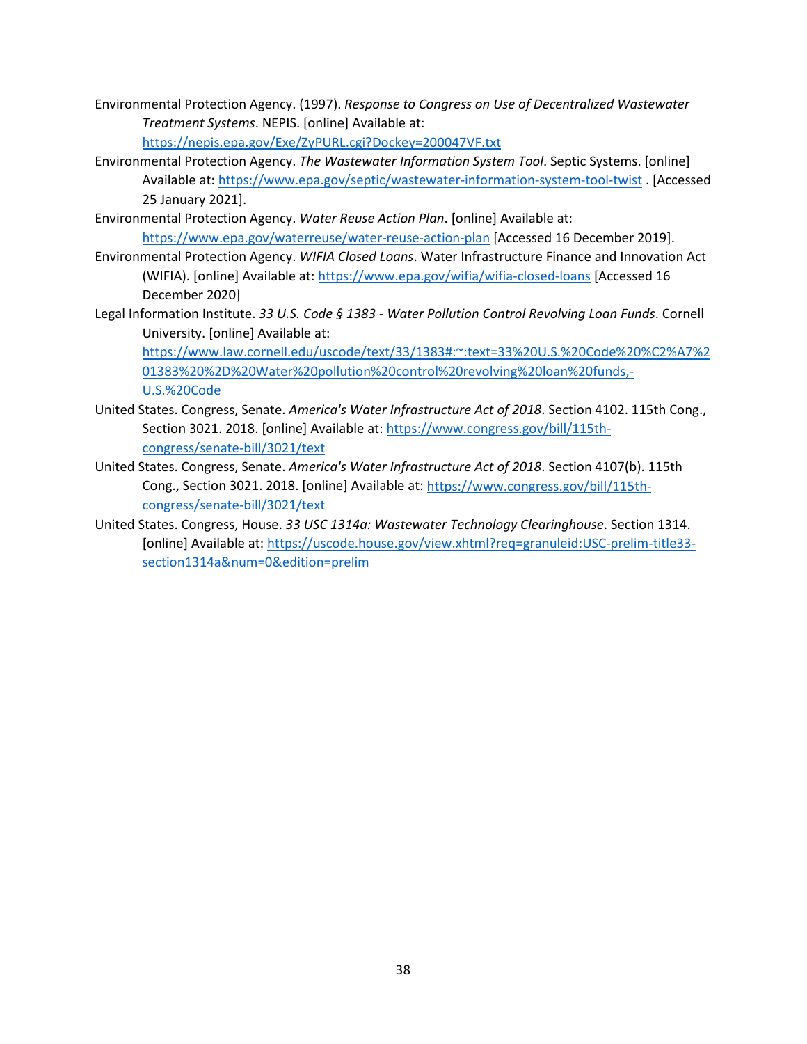Environmental Protection Agency. (1997). *Response to Congress on Use of Decentralized Wastewater Treatment Systems*. NEPIS. [online] Available at: https://nepis.epa.gov/Exe/ZyPURL.cgi?Dockey=200047VF.txt

Environmental Protection Agency. *The Wastewater Information System Tool*. Septic Systems. [online] Available at: https://www.epa.gov/septic/wastewater-information-system-tool-twist . [Accessed 25 January 2021].

Environmental Protection Agency. *Water Reuse Action Plan*. [online] Available at: https://www.epa.gov/waterreuse/water-reuse-action-plan [Accessed 16 December 2019].

Environmental Protection Agency. *WIFIA Closed Loans*. Water Infrastructure Finance and Innovation Act (WIFIA). [online] Available at: https://www.epa.gov/wifia/wifia-closed-loans [Accessed 16 December 2020]

Legal Information Institute. *33 U.S. Code § 1383 - Water Pollution Control Revolving Loan Funds*. Cornell University. [online] Available at: https://www.law.cornell.edu/uscode/text/33/1383#:~:text=33%20U.S.%20Code%20%C2%A7%201383%20%2D%20Water%20pollution%20control%20revolving%20loan%20funds,-U.S.%20Code

United States. Congress, Senate. *America's Water Infrastructure Act of 2018*. Section 4102. 115th Cong., Section 3021. 2018. [online] Available at: https://www.congress.gov/bill/115th-congress/senate-bill/3021/text

United States. Congress, Senate. *America's Water Infrastructure Act of 2018*. Section 4107(b). 115th Cong., Section 3021. 2018. [online] Available at: https://www.congress.gov/bill/115th-congress/senate-bill/3021/text

United States. Congress, House. *33 USC 1314a: Wastewater Technology Clearinghouse*. Section 1314. [online] Available at: https://uscode.house.gov/view.xhtml?req=granuleid:USC-prelim-title33-section1314a&num=0&edition=prelim